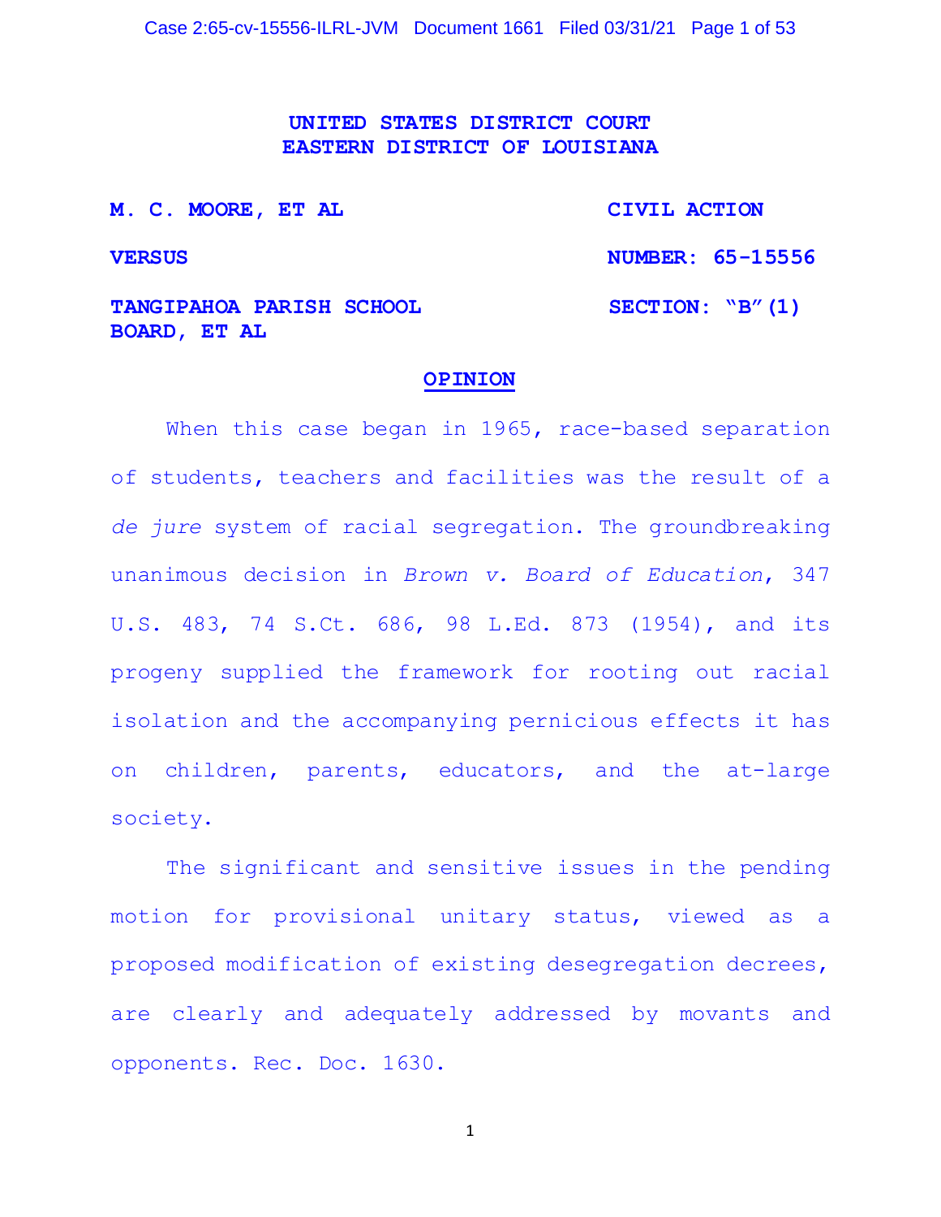**UNITED STATES DISTRICT COURT**
**EASTERN DISTRICT OF LOUISIANA**

| | |
|---|---|
| **M. C. MOORE, ET AL** | **CIVIL ACTION** |
| **VERSUS** | **NUMBER: 65-15556** |
| **TANGIPAHOA PARISH SCHOOL BOARD, ET AL** | **SECTION: "B"(1)** |

## OPINION

When this case began in 1965, race-based separation of students, teachers and facilities was the result of a *de jure* system of racial segregation. The groundbreaking unanimous decision in *Brown v. Board of Education*, 347 U.S. 483, 74 S.Ct. 686, 98 L.Ed. 873 (1954), and its progeny supplied the framework for rooting out racial isolation and the accompanying pernicious effects it has on children, parents, educators, and the at-large society.

The significant and sensitive issues in the pending motion for provisional unitary status, viewed as a proposed modification of existing desegregation decrees, are clearly and adequately addressed by movants and opponents. Rec. Doc. 1630.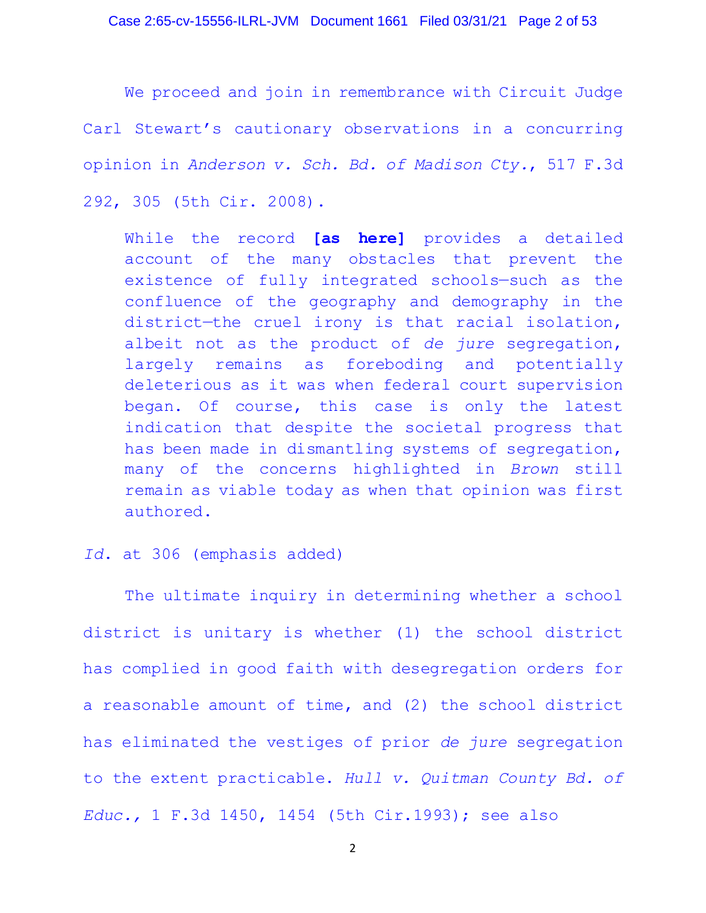We proceed and join in remembrance with Circuit Judge Carl Stewart's cautionary observations in a concurring opinion in *Anderson v. Sch. Bd. of Madison Cty.*, 517 F.3d 292, 305 (5th Cir. 2008).

> While the record **[as here]** provides a detailed account of the many obstacles that prevent the existence of fully integrated schools—such as the confluence of the geography and demography in the district—the cruel irony is that racial isolation, albeit not as the product of *de jure* segregation, largely remains as foreboding and potentially deleterious as it was when federal court supervision began. Of course, this case is only the latest indication that despite the societal progress that has been made in dismantling systems of segregation, many of the concerns highlighted in *Brown* still remain as viable today as when that opinion was first authored.

*Id.* at 306 (emphasis added)

The ultimate inquiry in determining whether a school district is unitary is whether (1) the school district has complied in good faith with desegregation orders for a reasonable amount of time, and (2) the school district has eliminated the vestiges of prior *de jure* segregation to the extent practicable. *Hull v. Quitman County Bd. of Educ.*, 1 F.3d 1450, 1454 (5th Cir.1993); see also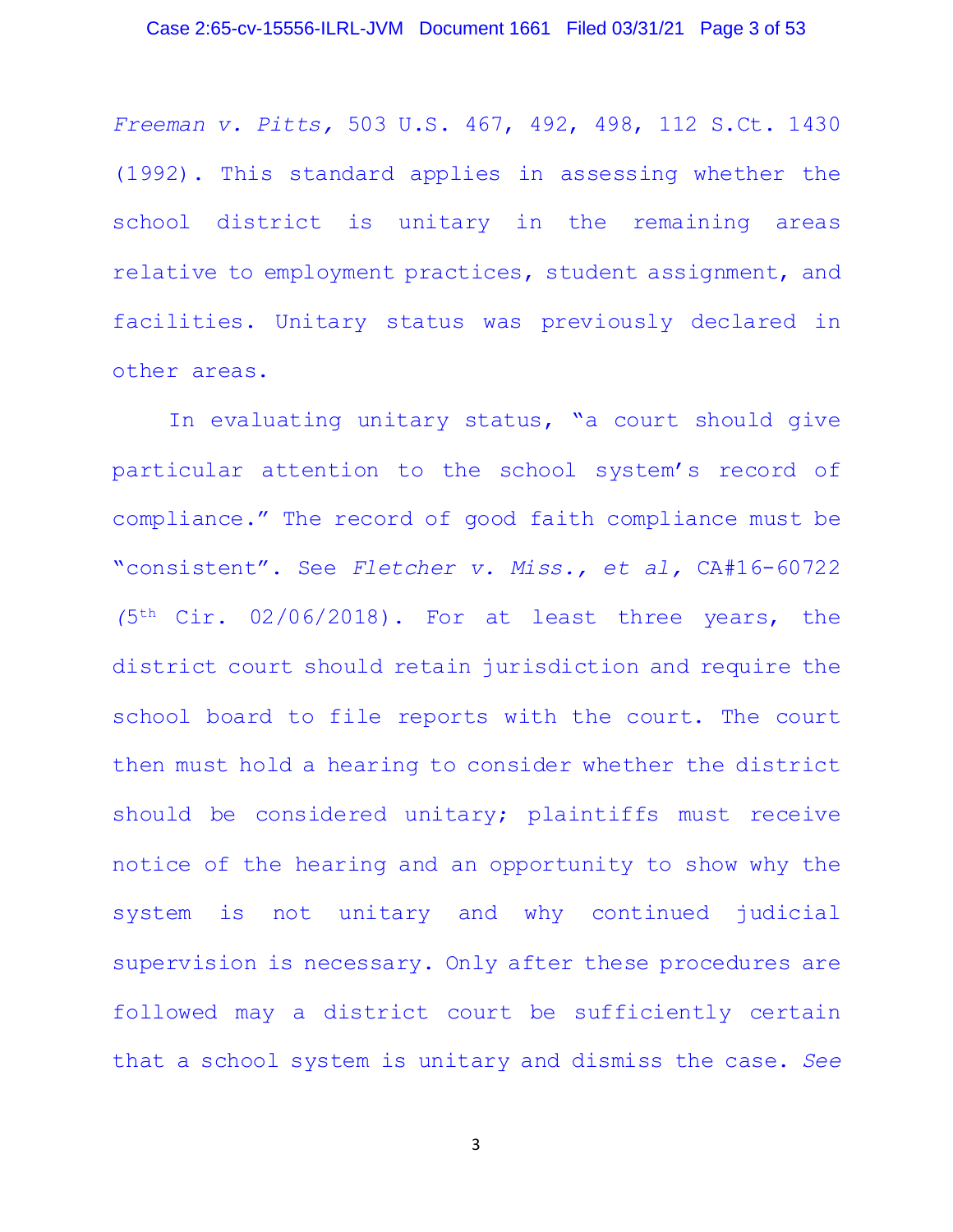*Freeman v. Pitts*, 503 U.S. 467, 492, 498, 112 S.Ct. 1430 (1992). This standard applies in assessing whether the school district is unitary in the remaining areas relative to employment practices, student assignment, and facilities. Unitary status was previously declared in other areas.

In evaluating unitary status, "a court should give particular attention to the school system's record of compliance." The record of good faith compliance must be "consistent". See *Fletcher v. Miss., et al*, CA#16-60722 (5th Cir. 02/06/2018). For at least three years, the district court should retain jurisdiction and require the school board to file reports with the court. The court then must hold a hearing to consider whether the district should be considered unitary; plaintiffs must receive notice of the hearing and an opportunity to show why the system is not unitary and why continued judicial supervision is necessary. Only after these procedures are followed may a district court be sufficiently certain that a school system is unitary and dismiss the case. *See*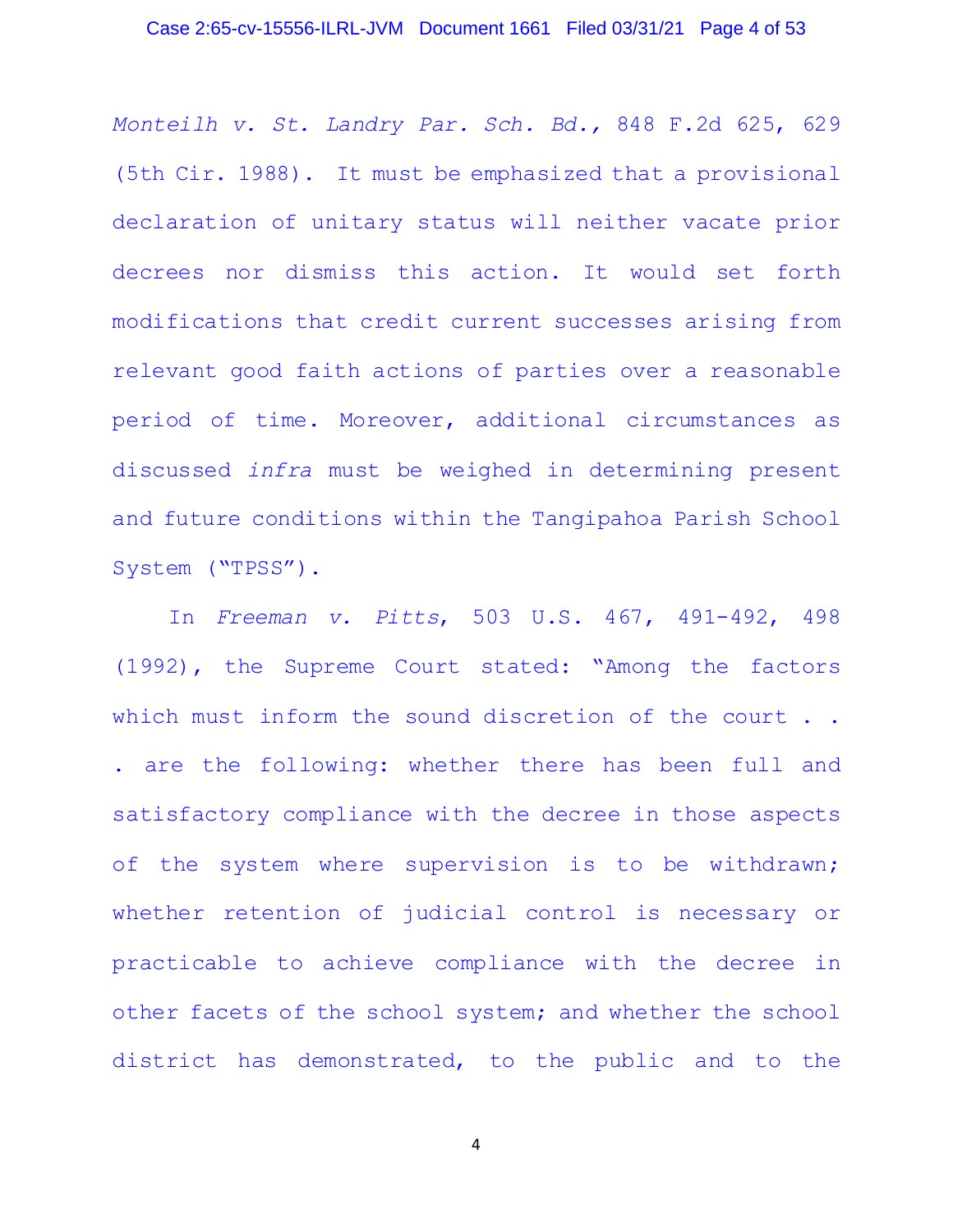*Monteilh v. St. Landry Par. Sch. Bd.*, 848 F.2d 625, 629 (5th Cir. 1988). It must be emphasized that a provisional declaration of unitary status will neither vacate prior decrees nor dismiss this action. It would set forth modifications that credit current successes arising from relevant good faith actions of parties over a reasonable period of time. Moreover, additional circumstances as discussed *infra* must be weighed in determining present and future conditions within the Tangipahoa Parish School System ("TPSS").

In *Freeman v. Pitts*, 503 U.S. 467, 491-492, 498 (1992), the Supreme Court stated: "Among the factors which must inform the sound discretion of the court . . . are the following: whether there has been full and satisfactory compliance with the decree in those aspects of the system where supervision is to be withdrawn; whether retention of judicial control is necessary or practicable to achieve compliance with the decree in other facets of the school system; and whether the school district has demonstrated, to the public and to the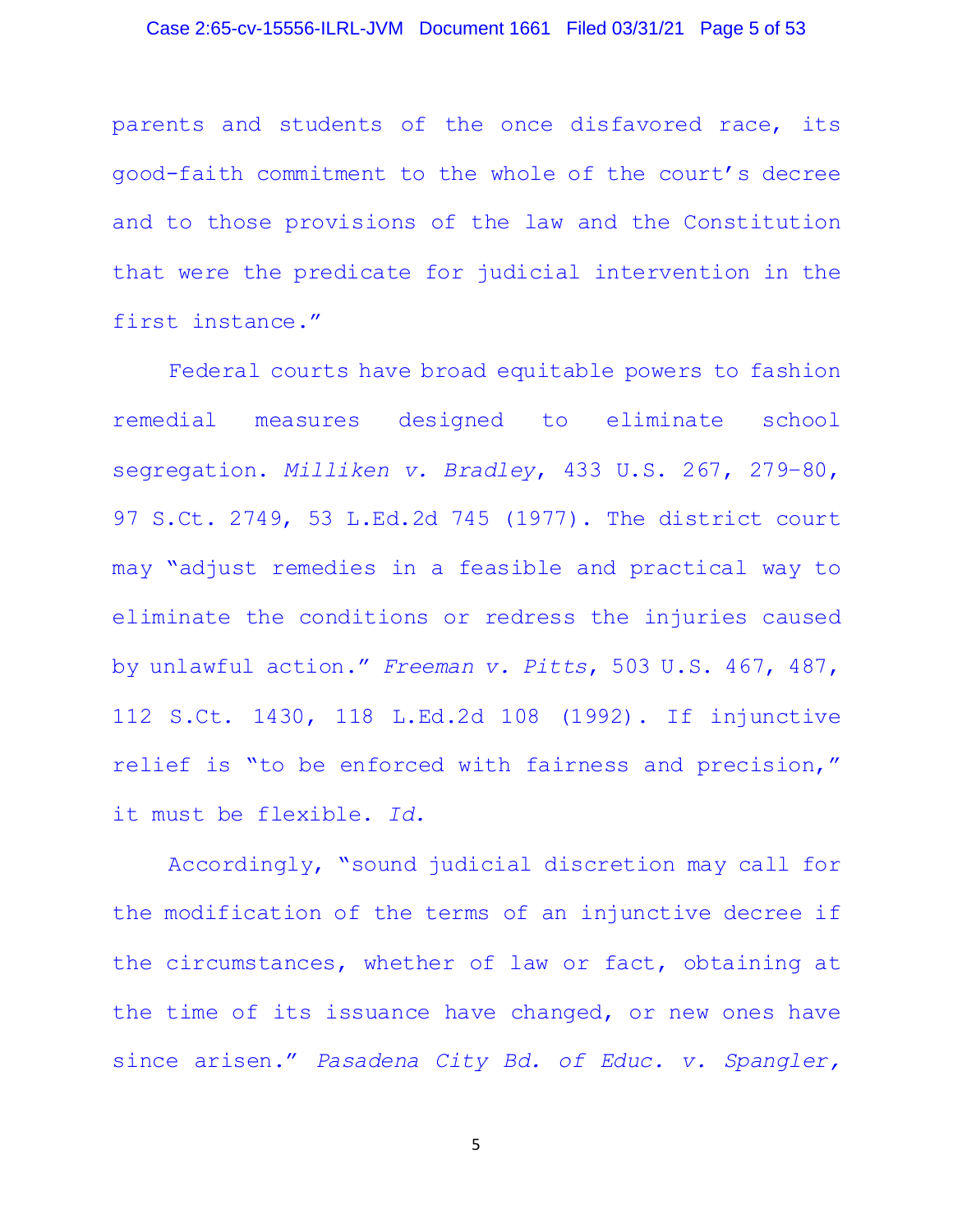parents and students of the once disfavored race, its good-faith commitment to the whole of the court's decree and to those provisions of the law and the Constitution that were the predicate for judicial intervention in the first instance."

Federal courts have broad equitable powers to fashion remedial measures designed to eliminate school segregation. *Milliken v. Bradley*, 433 U.S. 267, 279–80, 97 S.Ct. 2749, 53 L.Ed.2d 745 (1977). The district court may "adjust remedies in a feasible and practical way to eliminate the conditions or redress the injuries caused by unlawful action." *Freeman v. Pitts*, 503 U.S. 467, 487, 112 S.Ct. 1430, 118 L.Ed.2d 108 (1992). If injunctive relief is "to be enforced with fairness and precision," it must be flexible. *Id.*

Accordingly, "sound judicial discretion may call for the modification of the terms of an injunctive decree if the circumstances, whether of law or fact, obtaining at the time of its issuance have changed, or new ones have since arisen." *Pasadena City Bd. of Educ. v. Spangler,*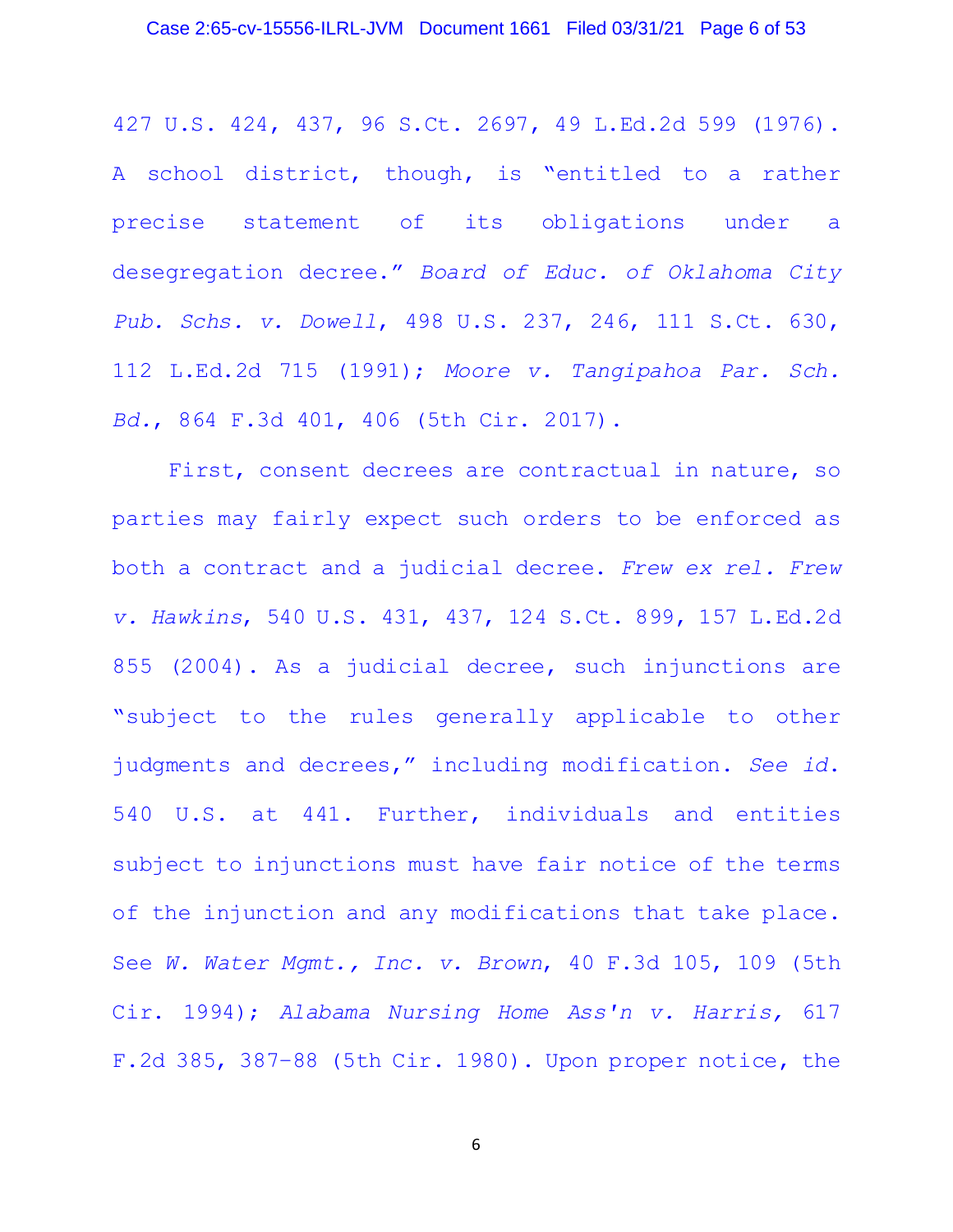427 U.S. 424, 437, 96 S.Ct. 2697, 49 L.Ed.2d 599 (1976). A school district, though, is "entitled to a rather precise statement of its obligations under a desegregation decree." *Board of Educ. of Oklahoma City Pub. Schs. v. Dowell*, 498 U.S. 237, 246, 111 S.Ct. 630, 112 L.Ed.2d 715 (1991); *Moore v. Tangipahoa Par. Sch. Bd.*, 864 F.3d 401, 406 (5th Cir. 2017).

First, consent decrees are contractual in nature, so parties may fairly expect such orders to be enforced as both a contract and a judicial decree. *Frew ex rel. Frew v. Hawkins*, 540 U.S. 431, 437, 124 S.Ct. 899, 157 L.Ed.2d 855 (2004). As a judicial decree, such injunctions are "subject to the rules generally applicable to other judgments and decrees," including modification. *See id.* 540 U.S. at 441. Further, individuals and entities subject to injunctions must have fair notice of the terms of the injunction and any modifications that take place. See *W. Water Mgmt., Inc. v. Brown*, 40 F.3d 105, 109 (5th Cir. 1994); *Alabama Nursing Home Ass'n v. Harris,* 617 F.2d 385, 387-88 (5th Cir. 1980). Upon proper notice, the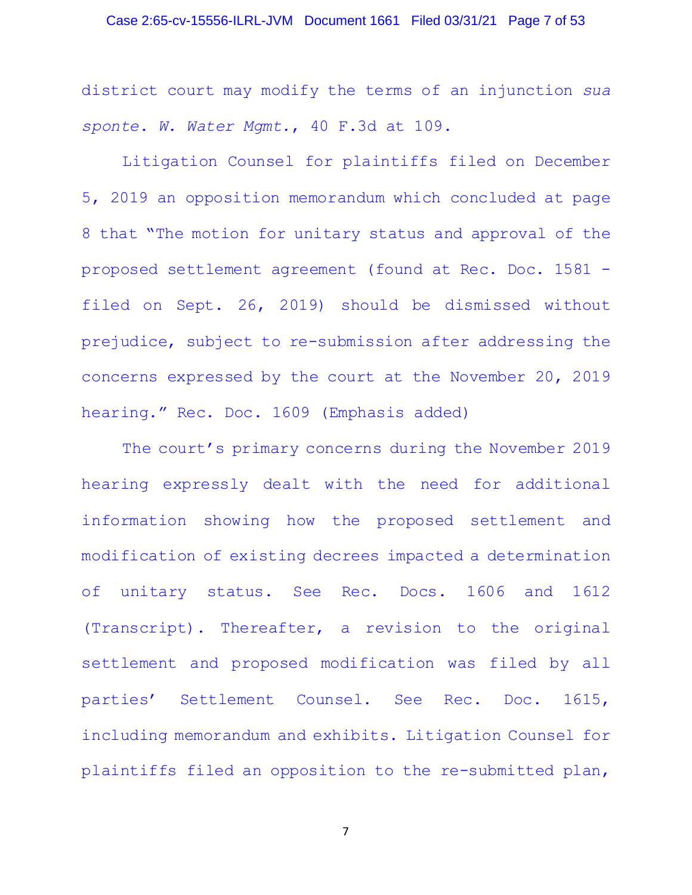district court may modify the terms of an injunction *sua sponte*. *W. Water Mgmt.*, 40 F.3d at 109.

Litigation Counsel for plaintiffs filed on December 5, 2019 an opposition memorandum which concluded at page 8 that "The motion for unitary status and approval of the proposed settlement agreement (found at Rec. Doc. 1581 - filed on Sept. 26, 2019) should be dismissed without prejudice, subject to re-submission after addressing the concerns expressed by the court at the November 20, 2019 hearing." Rec. Doc. 1609 (Emphasis added)

The court's primary concerns during the November 2019 hearing expressly dealt with the need for additional information showing how the proposed settlement and modification of existing decrees impacted a determination of unitary status. See Rec. Docs. 1606 and 1612 (Transcript). Thereafter, a revision to the original settlement and proposed modification was filed by all parties' Settlement Counsel. See Rec. Doc. 1615, including memorandum and exhibits. Litigation Counsel for plaintiffs filed an opposition to the re-submitted plan,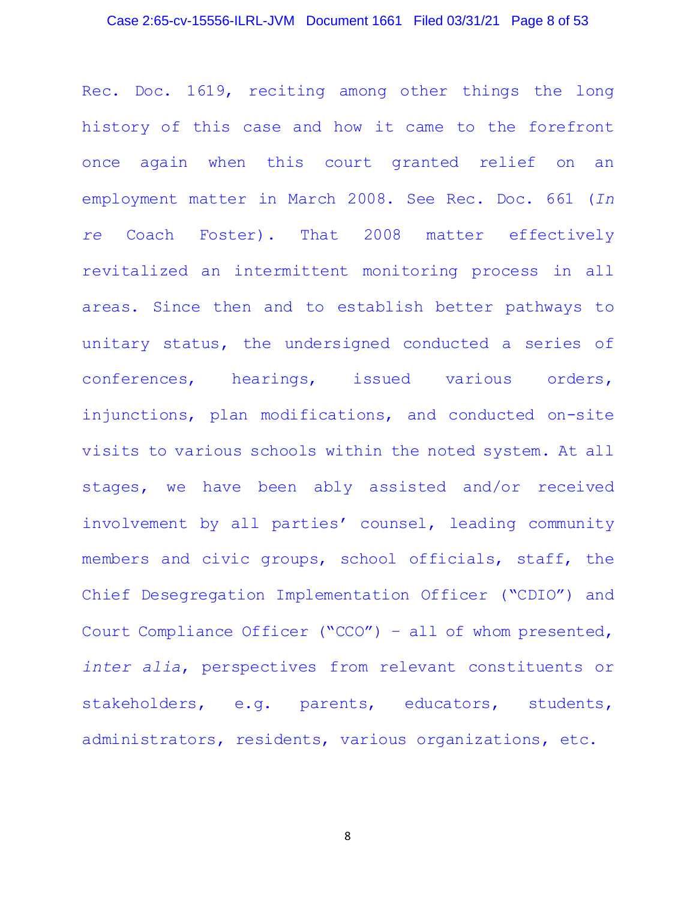Rec. Doc. 1619, reciting among other things the long history of this case and how it came to the forefront once again when this court granted relief on an employment matter in March 2008. See Rec. Doc. 661 (*In re* Coach Foster). That 2008 matter effectively revitalized an intermittent monitoring process in all areas. Since then and to establish better pathways to unitary status, the undersigned conducted a series of conferences, hearings, issued various orders, injunctions, plan modifications, and conducted on-site visits to various schools within the noted system. At all stages, we have been ably assisted and/or received involvement by all parties' counsel, leading community members and civic groups, school officials, staff, the Chief Desegregation Implementation Officer ("CDIO") and Court Compliance Officer ("CCO") – all of whom presented, *inter alia*, perspectives from relevant constituents or stakeholders, e.g. parents, educators, students, administrators, residents, various organizations, etc.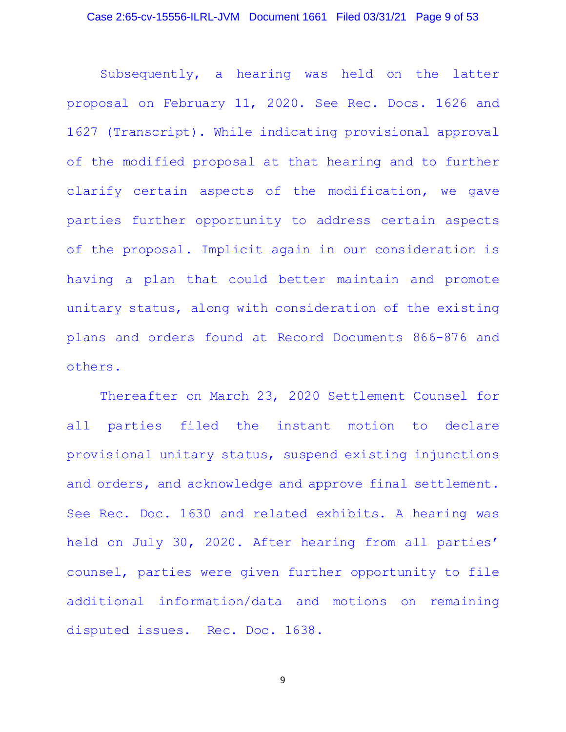Subsequently, a hearing was held on the latter proposal on February 11, 2020. See Rec. Docs. 1626 and 1627 (Transcript). While indicating provisional approval of the modified proposal at that hearing and to further clarify certain aspects of the modification, we gave parties further opportunity to address certain aspects of the proposal. Implicit again in our consideration is having a plan that could better maintain and promote unitary status, along with consideration of the existing plans and orders found at Record Documents 866-876 and others.

Thereafter on March 23, 2020 Settlement Counsel for all parties filed the instant motion to declare provisional unitary status, suspend existing injunctions and orders, and acknowledge and approve final settlement. See Rec. Doc. 1630 and related exhibits. A hearing was held on July 30, 2020. After hearing from all parties' counsel, parties were given further opportunity to file additional information/data and motions on remaining disputed issues. Rec. Doc. 1638.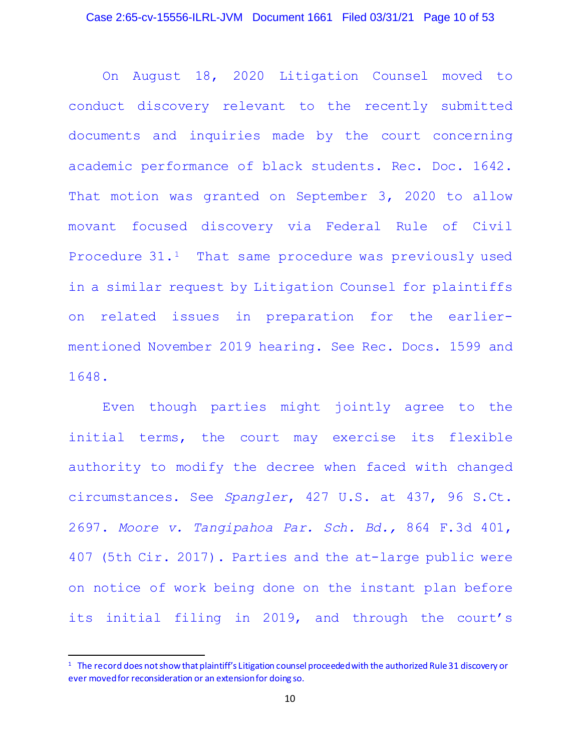On August 18, 2020 Litigation Counsel moved to conduct discovery relevant to the recently submitted documents and inquiries made by the court concerning academic performance of black students. Rec. Doc. 1642. That motion was granted on September 3, 2020 to allow movant focused discovery via Federal Rule of Civil Procedure 31.[1] That same procedure was previously used in a similar request by Litigation Counsel for plaintiffs on related issues in preparation for the earlier-mentioned November 2019 hearing. See Rec. Docs. 1599 and 1648.

Even though parties might jointly agree to the initial terms, the court may exercise its flexible authority to modify the decree when faced with changed circumstances. See *Spangler*, 427 U.S. at 437, 96 S.Ct. 2697. *Moore v. Tangipahoa Par. Sch. Bd.*, 864 F.3d 401, 407 (5th Cir. 2017). Parties and the at-large public were on notice of work being done on the instant plan before its initial filing in 2019, and through the court's

---

[1] The record does not show that plaintiff's Litigation counsel proceeded with the authorized Rule 31 discovery or ever moved for reconsideration or an extension for doing so.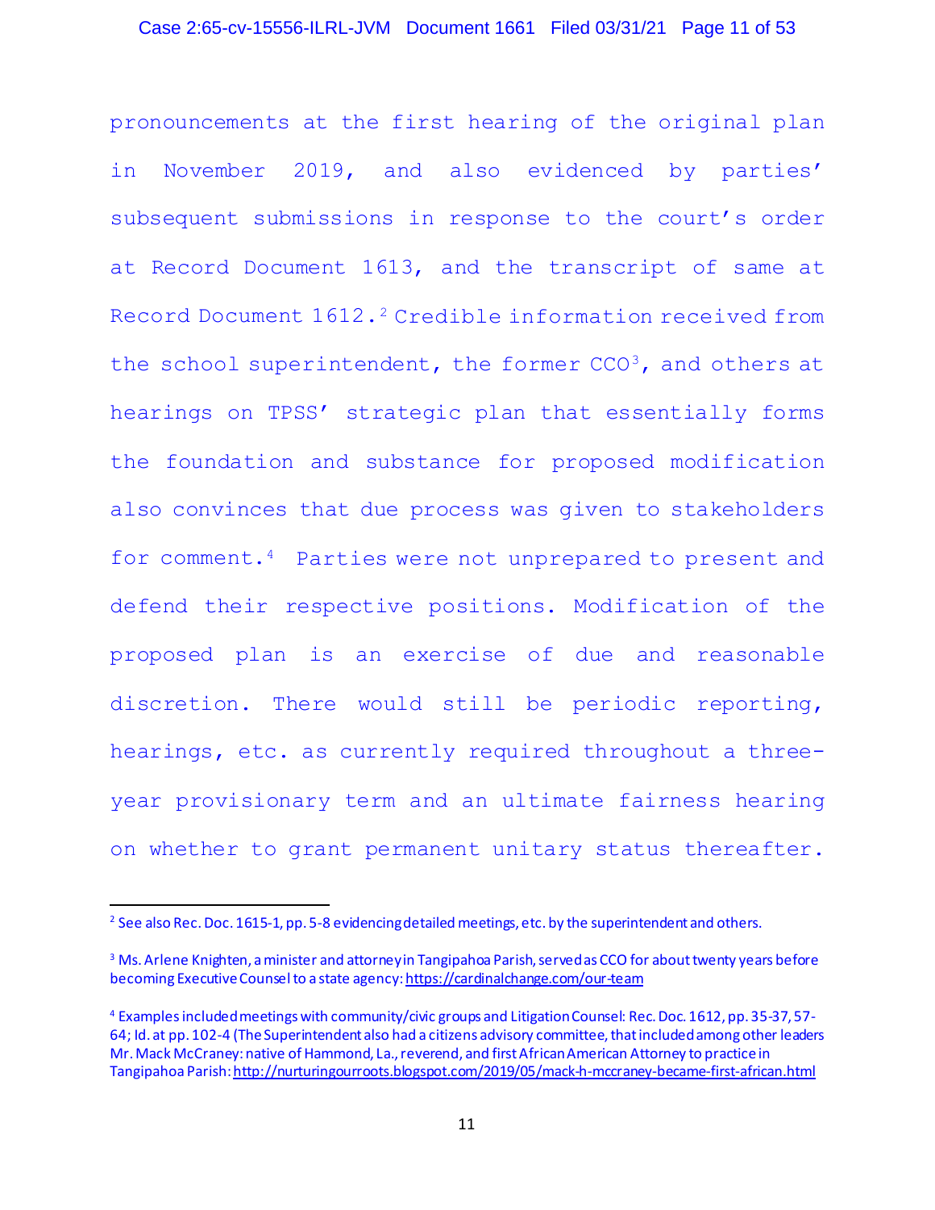pronouncements at the first hearing of the original plan in November 2019, and also evidenced by parties' subsequent submissions in response to the court's order at Record Document 1613, and the transcript of same at Record Document 1612.[2] Credible information received from the school superintendent, the former CCO[3], and others at hearings on TPSS' strategic plan that essentially forms the foundation and substance for proposed modification also convinces that due process was given to stakeholders for comment.[4] Parties were not unprepared to present and defend their respective positions. Modification of the proposed plan is an exercise of due and reasonable discretion. There would still be periodic reporting, hearings, etc. as currently required throughout a three-year provisionary term and an ultimate fairness hearing on whether to grant permanent unitary status thereafter.

---

[2] See also Rec. Doc. 1615-1, pp. 5-8 evidencing detailed meetings, etc. by the superintendent and others.

[3] Ms. Arlene Knighten, a minister and attorney in Tangipahoa Parish, served as CCO for about twenty years before becoming Executive Counsel to a state agency: https://cardinalchange.com/our-team

[4] Examples included meetings with community/civic groups and Litigation Counsel: Rec. Doc. 1612, pp. 35-37, 57-64; Id. at pp. 102-4 (The Superintendent also had a citizens advisory committee, that included among other leaders Mr. Mack McCraney: native of Hammond, La., reverend, and first African American Attorney to practice in Tangipahoa Parish: http://nurturingourroots.blogspot.com/2019/05/mack-h-mccraney-became-first-african.html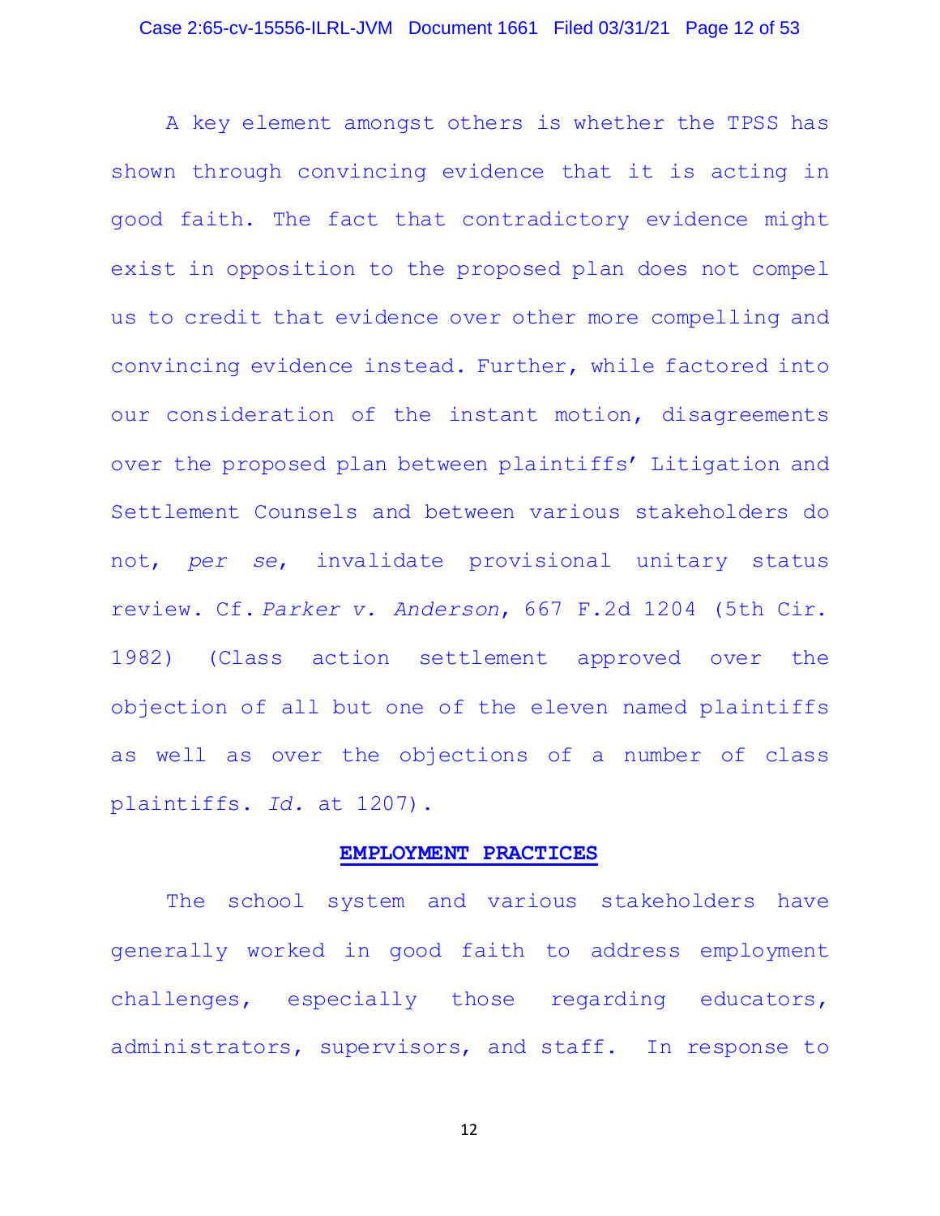A key element amongst others is whether the TPSS has shown through convincing evidence that it is acting in good faith. The fact that contradictory evidence might exist in opposition to the proposed plan does not compel us to credit that evidence over other more compelling and convincing evidence instead. Further, while factored into our consideration of the instant motion, disagreements over the proposed plan between plaintiffs' Litigation and Settlement Counsels and between various stakeholders do not, *per se*, invalidate provisional unitary status review. Cf. *Parker v. Anderson*, 667 F.2d 1204 (5th Cir. 1982) (Class action settlement approved over the objection of all but one of the eleven named plaintiffs as well as over the objections of a number of class plaintiffs. *Id.* at 1207).

## EMPLOYMENT PRACTICES

The school system and various stakeholders have generally worked in good faith to address employment challenges, especially those regarding educators, administrators, supervisors, and staff. In response to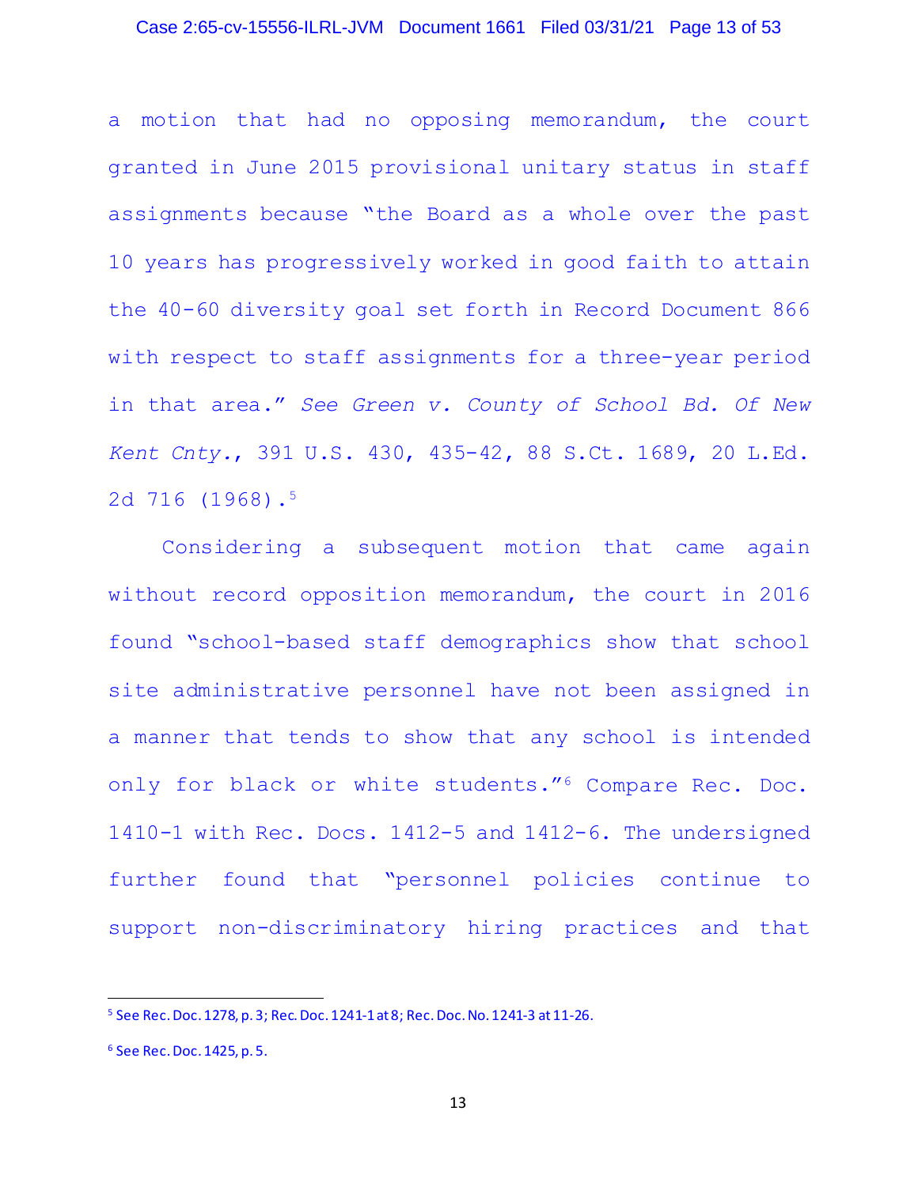a motion that had no opposing memorandum, the court granted in June 2015 provisional unitary status in staff assignments because "the Board as a whole over the past 10 years has progressively worked in good faith to attain the 40-60 diversity goal set forth in Record Document 866 with respect to staff assignments for a three-year period in that area." *See Green v. County of School Bd. Of New Kent Cnty.*, 391 U.S. 430, 435-42, 88 S.Ct. 1689, 20 L.Ed. 2d 716 (1968).[5]

Considering a subsequent motion that came again without record opposition memorandum, the court in 2016 found "school-based staff demographics show that school site administrative personnel have not been assigned in a manner that tends to show that any school is intended only for black or white students."[6] Compare Rec. Doc. 1410-1 with Rec. Docs. 1412-5 and 1412-6. The undersigned further found that "personnel policies continue to support non-discriminatory hiring practices and that

---

[5] See Rec. Doc. 1278, p. 3; Rec. Doc. 1241-1 at 8; Rec. Doc. No. 1241-3 at 11-26.

[6] See Rec. Doc. 1425, p. 5.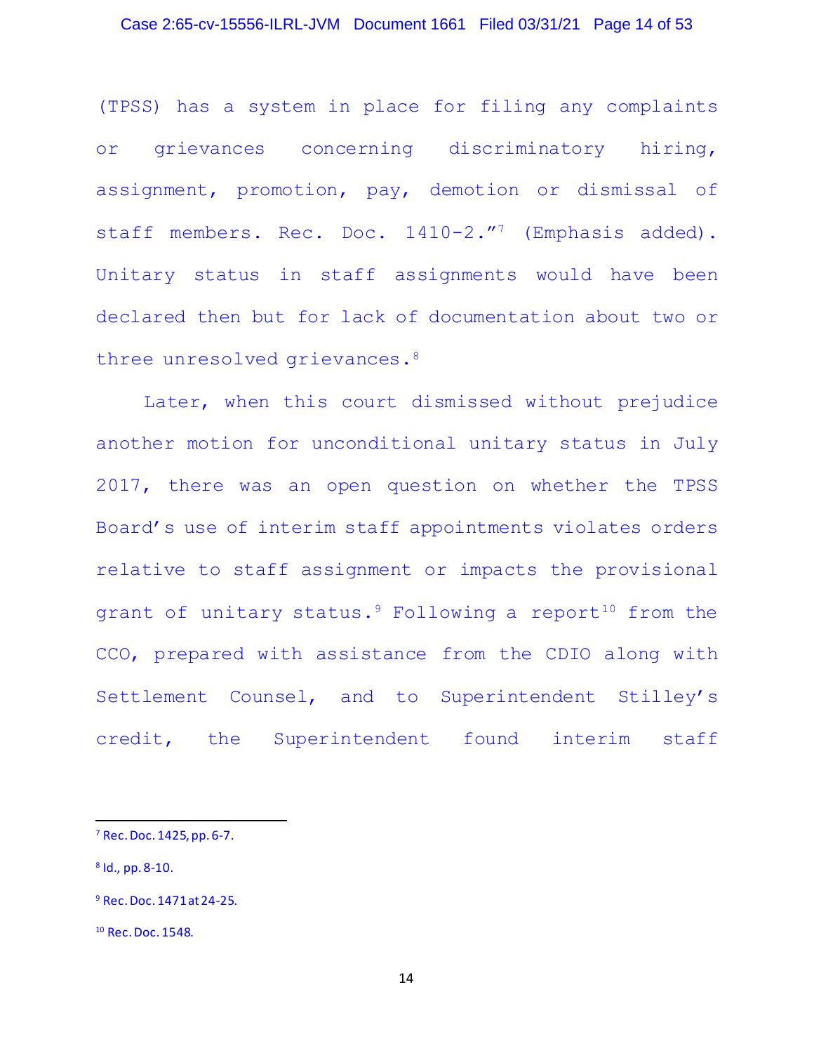(TPSS) has a system in place for filing any complaints or grievances concerning discriminatory hiring, assignment, promotion, pay, demotion or dismissal of staff members. Rec. Doc. 1410-2."[7] (Emphasis added). Unitary status in staff assignments would have been declared then but for lack of documentation about two or three unresolved grievances.[8]

Later, when this court dismissed without prejudice another motion for unconditional unitary status in July 2017, there was an open question on whether the TPSS Board's use of interim staff appointments violates orders relative to staff assignment or impacts the provisional grant of unitary status.[9] Following a report[10] from the CCO, prepared with assistance from the CDIO along with Settlement Counsel, and to Superintendent Stilley's credit, the Superintendent found interim staff

---

[7] Rec. Doc. 1425, pp. 6-7.

[8] Id., pp. 8-10.

[9] Rec. Doc. 1471 at 24-25.

[10] Rec. Doc. 1548.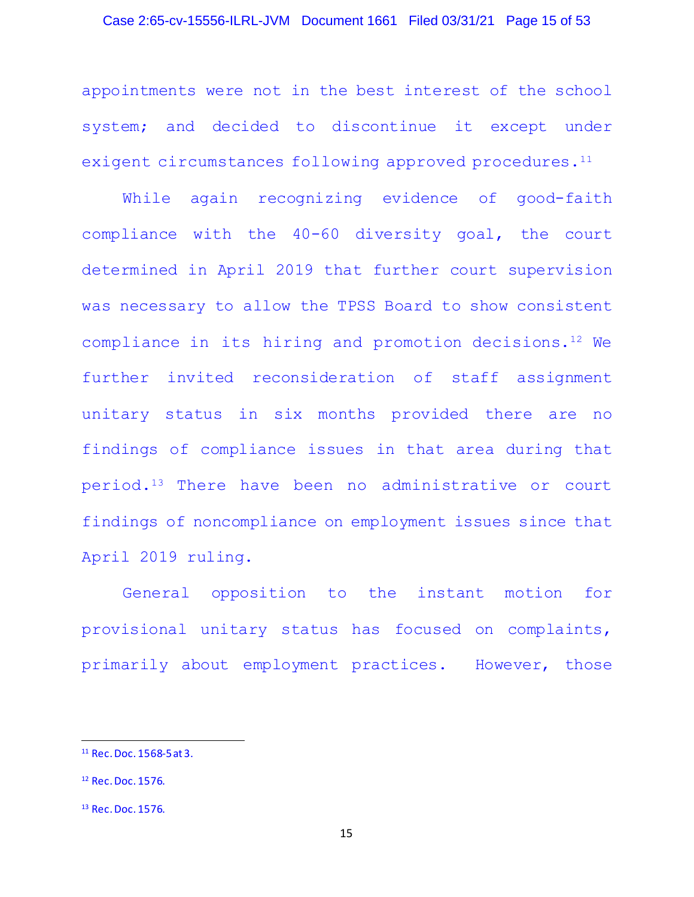appointments were not in the best interest of the school system; and decided to discontinue it except under exigent circumstances following approved procedures.[11]

While again recognizing evidence of good-faith compliance with the 40-60 diversity goal, the court determined in April 2019 that further court supervision was necessary to allow the TPSS Board to show consistent compliance in its hiring and promotion decisions.[12] We further invited reconsideration of staff assignment unitary status in six months provided there are no findings of compliance issues in that area during that period.[13] There have been no administrative or court findings of noncompliance on employment issues since that April 2019 ruling.

General opposition to the instant motion for provisional unitary status has focused on complaints, primarily about employment practices. However, those

---

[11] Rec. Doc. 1568-5 at 3.

[12] Rec. Doc. 1576.

[13] Rec. Doc. 1576.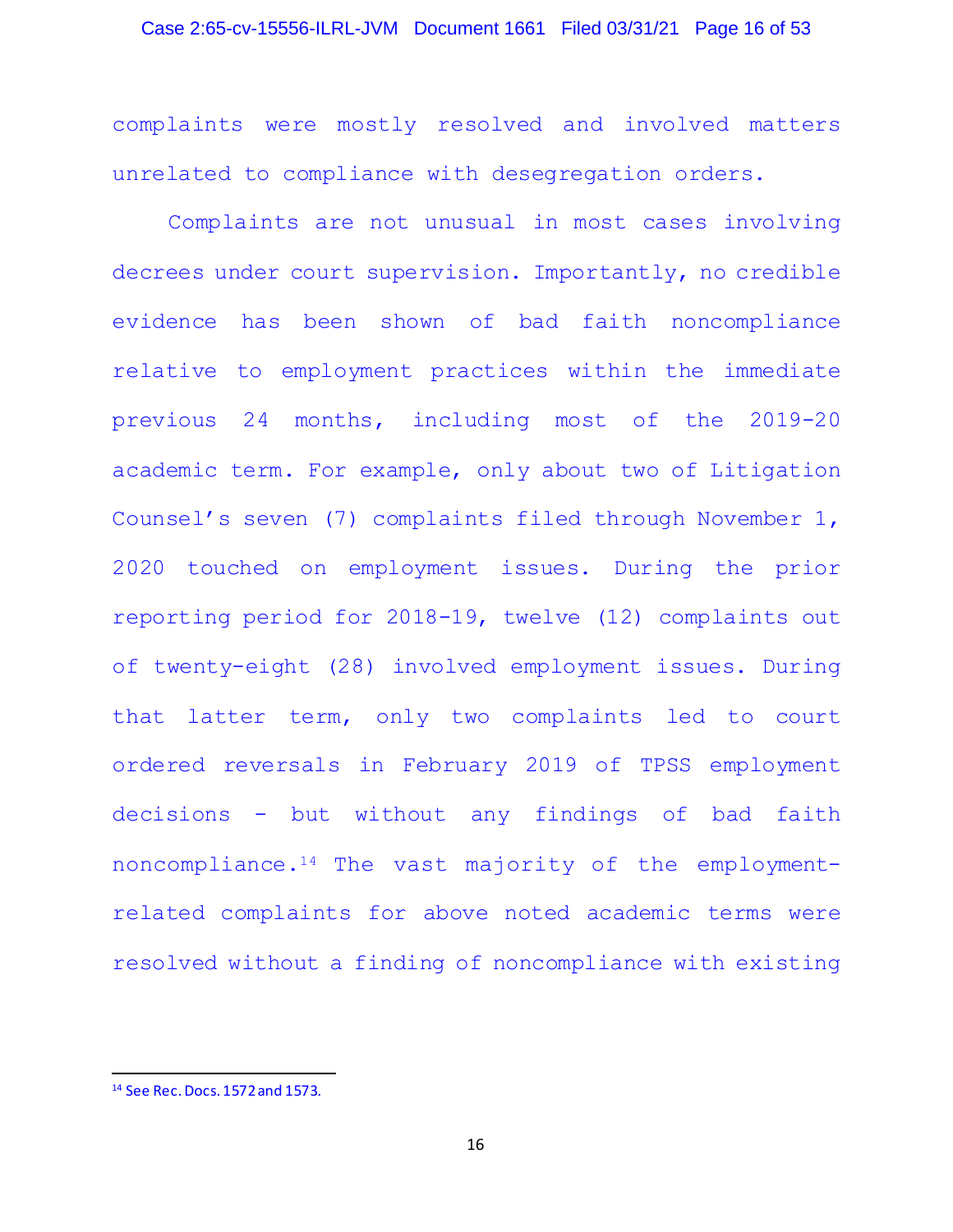complaints were mostly resolved and involved matters unrelated to compliance with desegregation orders.

Complaints are not unusual in most cases involving decrees under court supervision. Importantly, no credible evidence has been shown of bad faith noncompliance relative to employment practices within the immediate previous 24 months, including most of the 2019-20 academic term. For example, only about two of Litigation Counsel's seven (7) complaints filed through November 1, 2020 touched on employment issues. During the prior reporting period for 2018-19, twelve (12) complaints out of twenty-eight (28) involved employment issues. During that latter term, only two complaints led to court ordered reversals in February 2019 of TPSS employment decisions - but without any findings of bad faith noncompliance.[14] The vast majority of the employment-related complaints for above noted academic terms were resolved without a finding of noncompliance with existing

---

[14] See Rec. Docs. 1572 and 1573.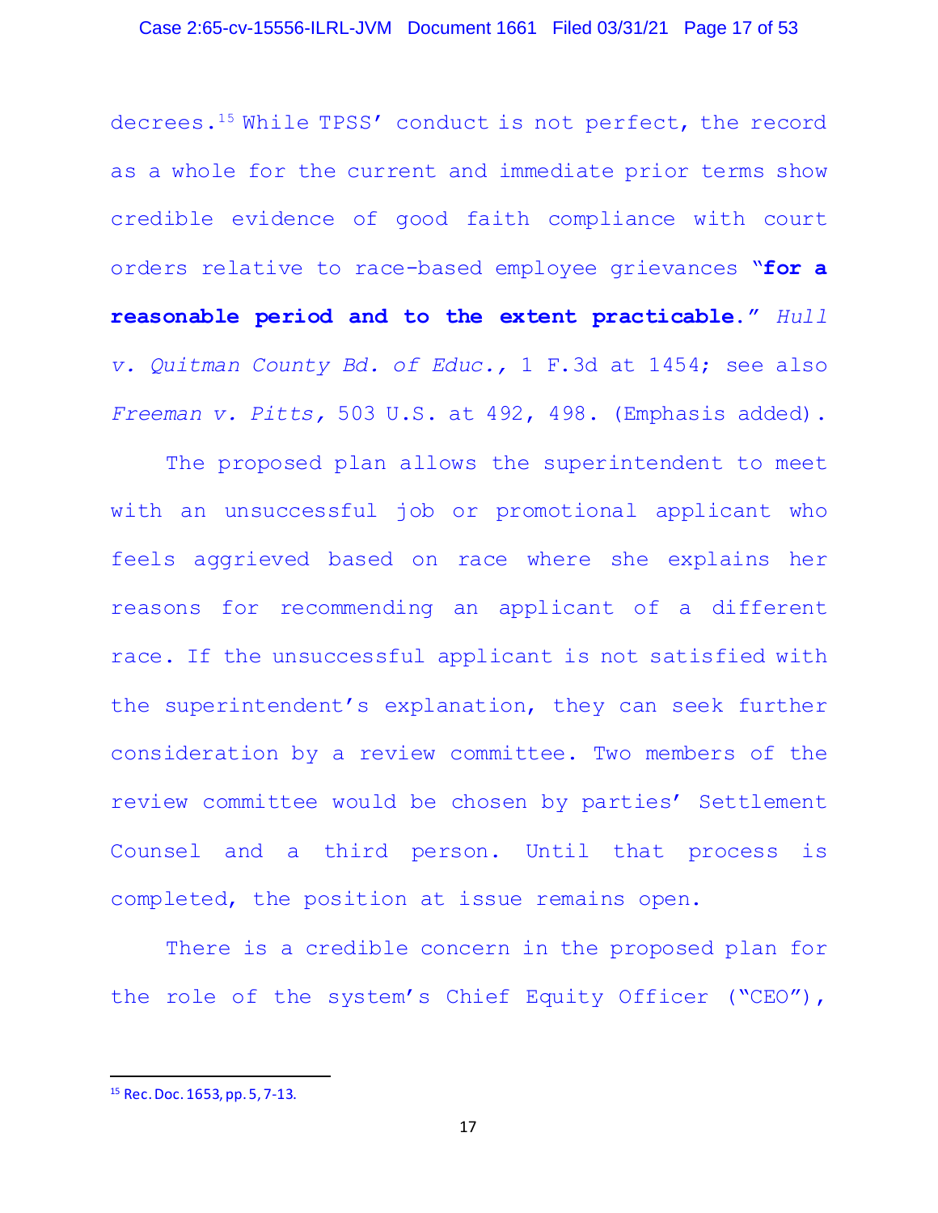decrees.[15] While TPSS' conduct is not perfect, the record as a whole for the current and immediate prior terms show credible evidence of good faith compliance with court orders relative to race-based employee grievances "**for a reasonable period and to the extent practicable.**" *Hull v. Quitman County Bd. of Educ.*, 1 F.3d at 1454; see also *Freeman v. Pitts*, 503 U.S. at 492, 498. (Emphasis added).

The proposed plan allows the superintendent to meet with an unsuccessful job or promotional applicant who feels aggrieved based on race where she explains her reasons for recommending an applicant of a different race. If the unsuccessful applicant is not satisfied with the superintendent's explanation, they can seek further consideration by a review committee. Two members of the review committee would be chosen by parties' Settlement Counsel and a third person. Until that process is completed, the position at issue remains open.

There is a credible concern in the proposed plan for the role of the system's Chief Equity Officer ("CEO"),

---

[15] Rec. Doc. 1653, pp. 5, 7-13.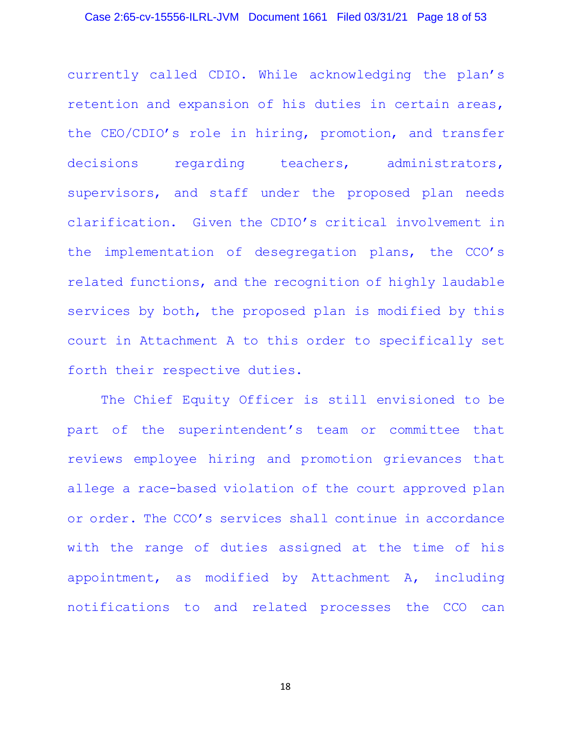currently called CDIO. While acknowledging the plan's retention and expansion of his duties in certain areas, the CEO/CDIO's role in hiring, promotion, and transfer decisions regarding teachers, administrators, supervisors, and staff under the proposed plan needs clarification. Given the CDIO's critical involvement in the implementation of desegregation plans, the CCO's related functions, and the recognition of highly laudable services by both, the proposed plan is modified by this court in Attachment A to this order to specifically set forth their respective duties.

The Chief Equity Officer is still envisioned to be part of the superintendent's team or committee that reviews employee hiring and promotion grievances that allege a race-based violation of the court approved plan or order. The CCO's services shall continue in accordance with the range of duties assigned at the time of his appointment, as modified by Attachment A, including notifications to and related processes the CCO can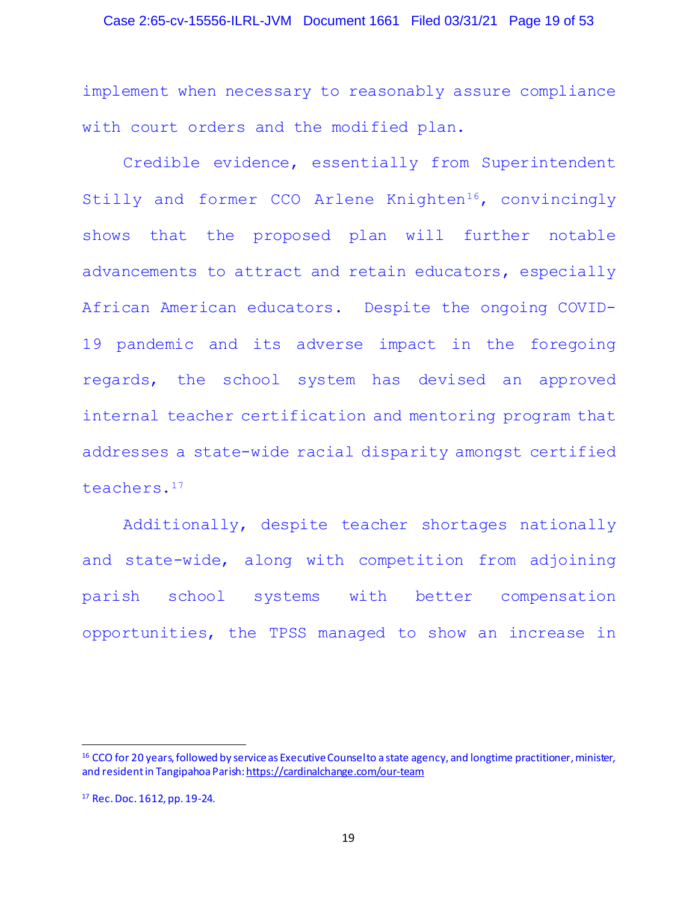implement when necessary to reasonably assure compliance with court orders and the modified plan.

Credible evidence, essentially from Superintendent Stilly and former CCO Arlene Knighten[16], convincingly shows that the proposed plan will further notable advancements to attract and retain educators, especially African American educators. Despite the ongoing COVID-19 pandemic and its adverse impact in the foregoing regards, the school system has devised an approved internal teacher certification and mentoring program that addresses a state-wide racial disparity amongst certified teachers.[17]

Additionally, despite teacher shortages nationally and state-wide, along with competition from adjoining parish school systems with better compensation opportunities, the TPSS managed to show an increase in

---

[16] CCO for 20 years, followed by service as Executive Counsel to a state agency, and longtime practitioner, minister, and resident in Tangipahoa Parish: https://cardinalchange.com/our-team

[17] Rec. Doc. 1612, pp. 19-24.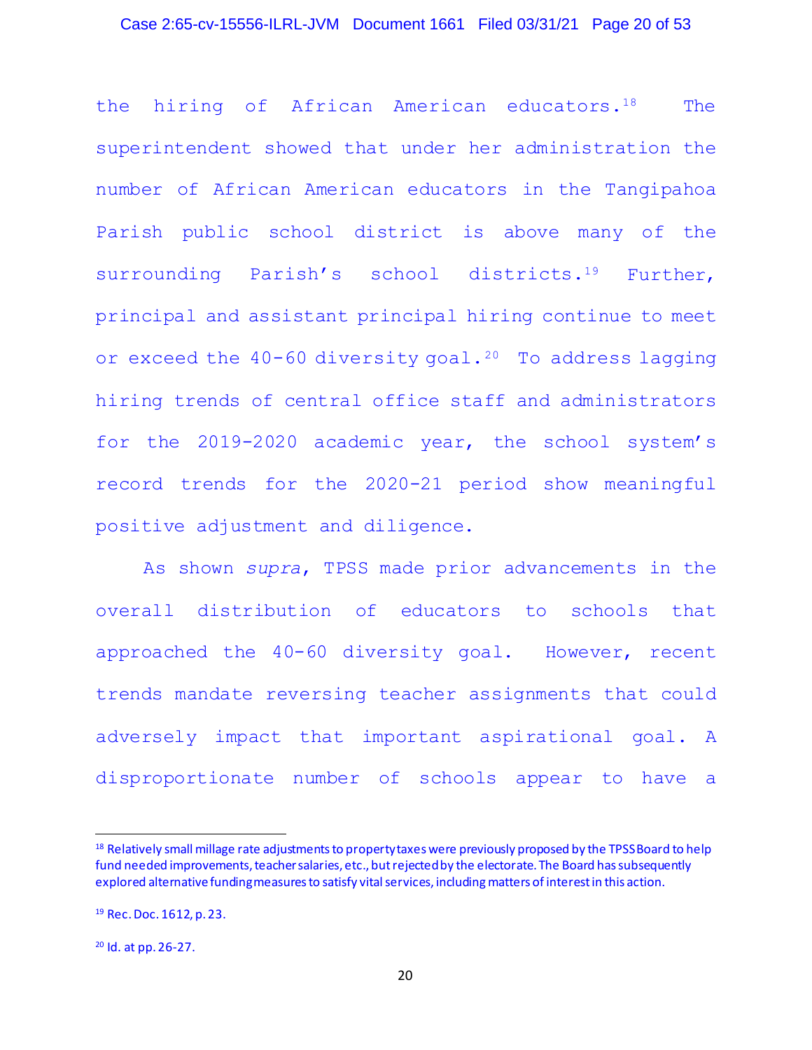the hiring of African American educators.[18] The superintendent showed that under her administration the number of African American educators in the Tangipahoa Parish public school district is above many of the surrounding Parish's school districts.[19] Further, principal and assistant principal hiring continue to meet or exceed the 40-60 diversity goal.[20] To address lagging hiring trends of central office staff and administrators for the 2019-2020 academic year, the school system's record trends for the 2020-21 period show meaningful positive adjustment and diligence.

As shown *supra*, TPSS made prior advancements in the overall distribution of educators to schools that approached the 40-60 diversity goal. However, recent trends mandate reversing teacher assignments that could adversely impact that important aspirational goal. A disproportionate number of schools appear to have a

---

[18] Relatively small millage rate adjustments to property taxes were previously proposed by the TPSS Board to help fund needed improvements, teacher salaries, etc., but rejected by the electorate. The Board has subsequently explored alternative funding measures to satisfy vital services, including matters of interest in this action.

[19] Rec. Doc. 1612, p. 23.

[20] Id. at pp. 26-27.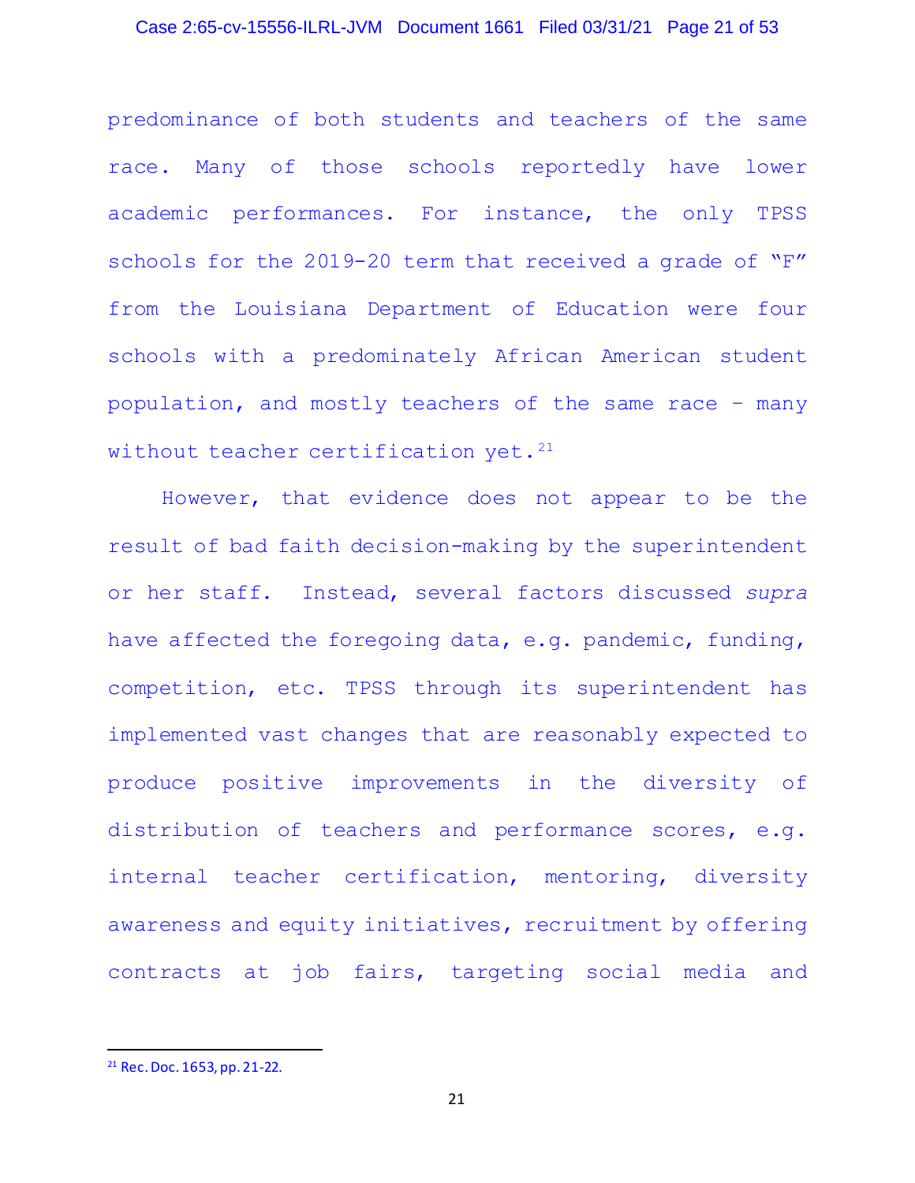predominance of both students and teachers of the same race. Many of those schools reportedly have lower academic performances. For instance, the only TPSS schools for the 2019-20 term that received a grade of "F" from the Louisiana Department of Education were four schools with a predominately African American student population, and mostly teachers of the same race – many without teacher certification yet.[21]

However, that evidence does not appear to be the result of bad faith decision-making by the superintendent or her staff. Instead, several factors discussed *supra* have affected the foregoing data, e.g. pandemic, funding, competition, etc. TPSS through its superintendent has implemented vast changes that are reasonably expected to produce positive improvements in the diversity of distribution of teachers and performance scores, e.g. internal teacher certification, mentoring, diversity awareness and equity initiatives, recruitment by offering contracts at job fairs, targeting social media and

---

[21] Rec. Doc. 1653, pp. 21-22.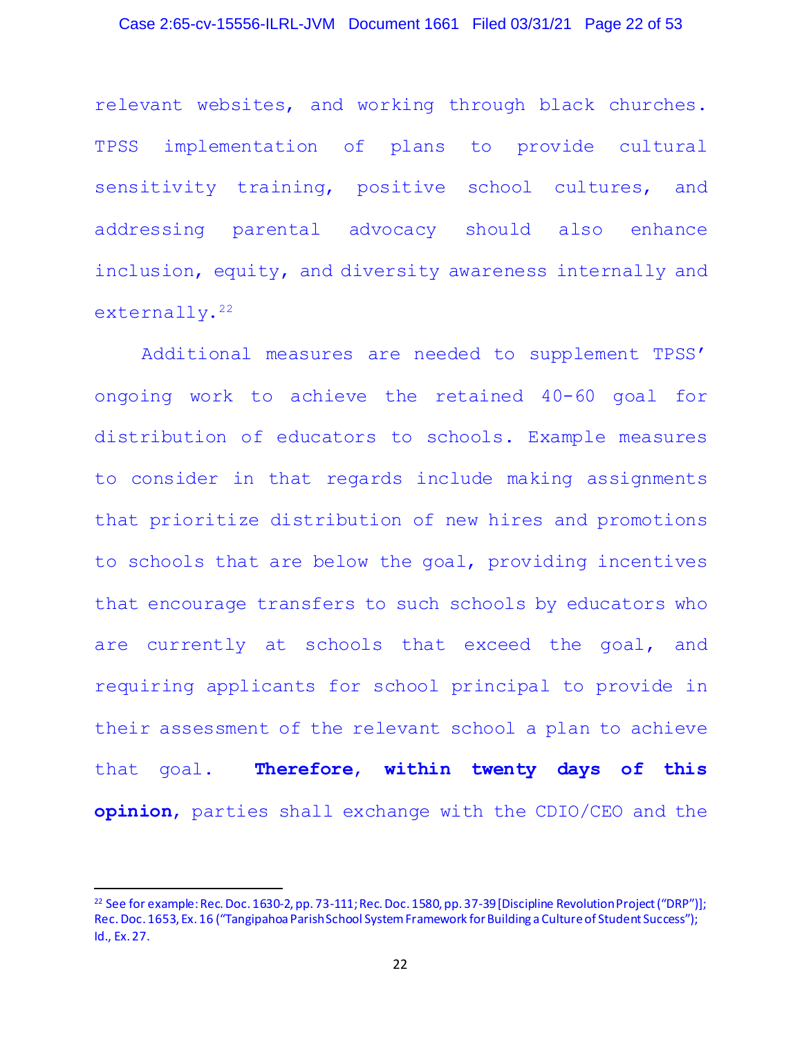relevant websites, and working through black churches. TPSS implementation of plans to provide cultural sensitivity training, positive school cultures, and addressing parental advocacy should also enhance inclusion, equity, and diversity awareness internally and externally.[22]

Additional measures are needed to supplement TPSS' ongoing work to achieve the retained 40-60 goal for distribution of educators to schools. Example measures to consider in that regards include making assignments that prioritize distribution of new hires and promotions to schools that are below the goal, providing incentives that encourage transfers to such schools by educators who are currently at schools that exceed the goal, and requiring applicants for school principal to provide in their assessment of the relevant school a plan to achieve that goal. **Therefore, within twenty days of this opinion**, parties shall exchange with the CDIO/CEO and the

---

[22] See for example: Rec. Doc. 1630-2, pp. 73-111; Rec. Doc. 1580, pp. 37-39 [Discipline Revolution Project ("DRP")]; Rec. Doc. 1653, Ex. 16 ("Tangipahoa Parish School System Framework for Building a Culture of Student Success"); Id., Ex. 27.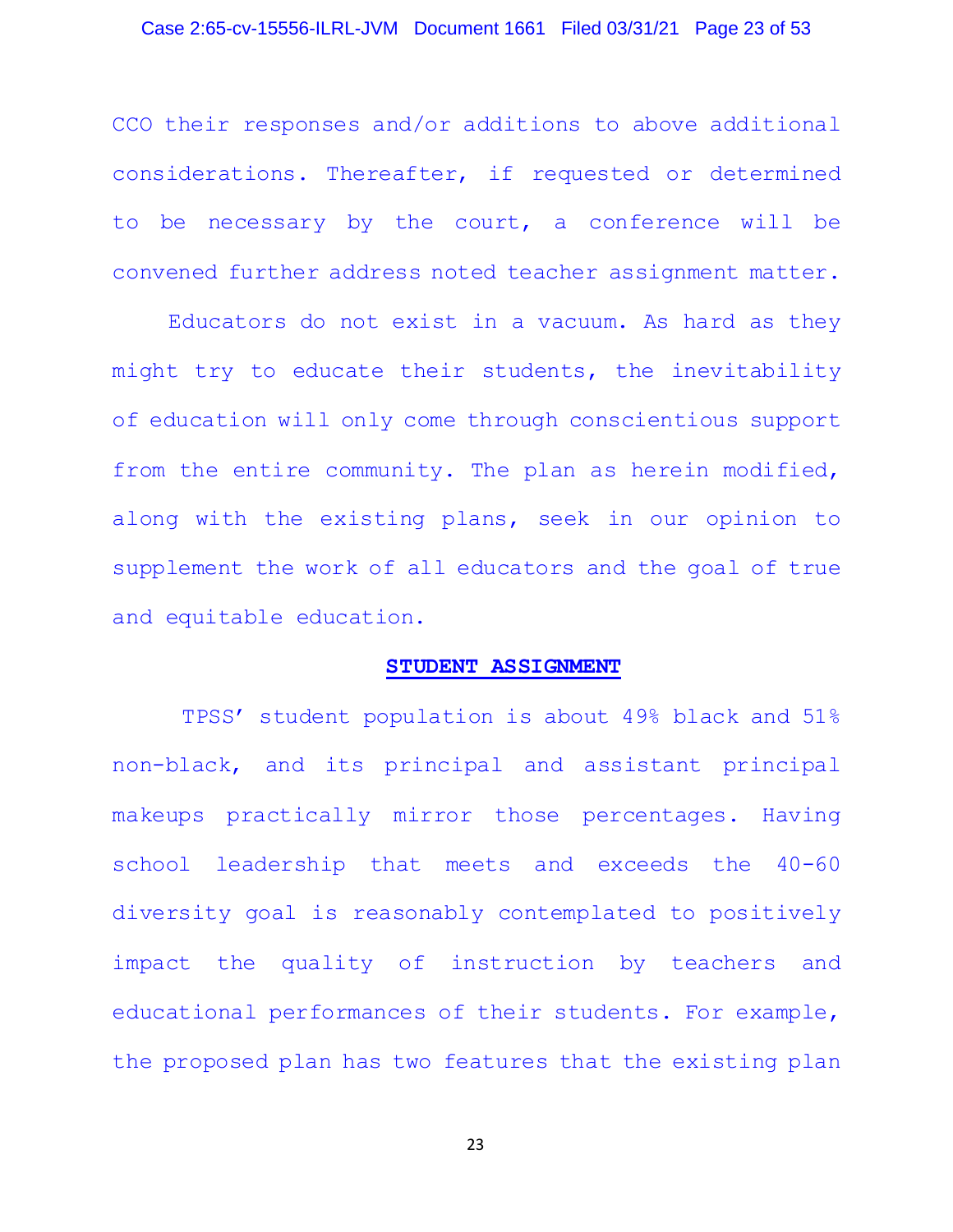CCO their responses and/or additions to above additional considerations. Thereafter, if requested or determined to be necessary by the court, a conference will be convened further address noted teacher assignment matter.

Educators do not exist in a vacuum. As hard as they might try to educate their students, the inevitability of education will only come through conscientious support from the entire community. The plan as herein modified, along with the existing plans, seek in our opinion to supplement the work of all educators and the goal of true and equitable education.

## **STUDENT ASSIGNMENT**

TPSS' student population is about 49% black and 51% non-black, and its principal and assistant principal makeups practically mirror those percentages. Having school leadership that meets and exceeds the 40-60 diversity goal is reasonably contemplated to positively impact the quality of instruction by teachers and educational performances of their students. For example, the proposed plan has two features that the existing plan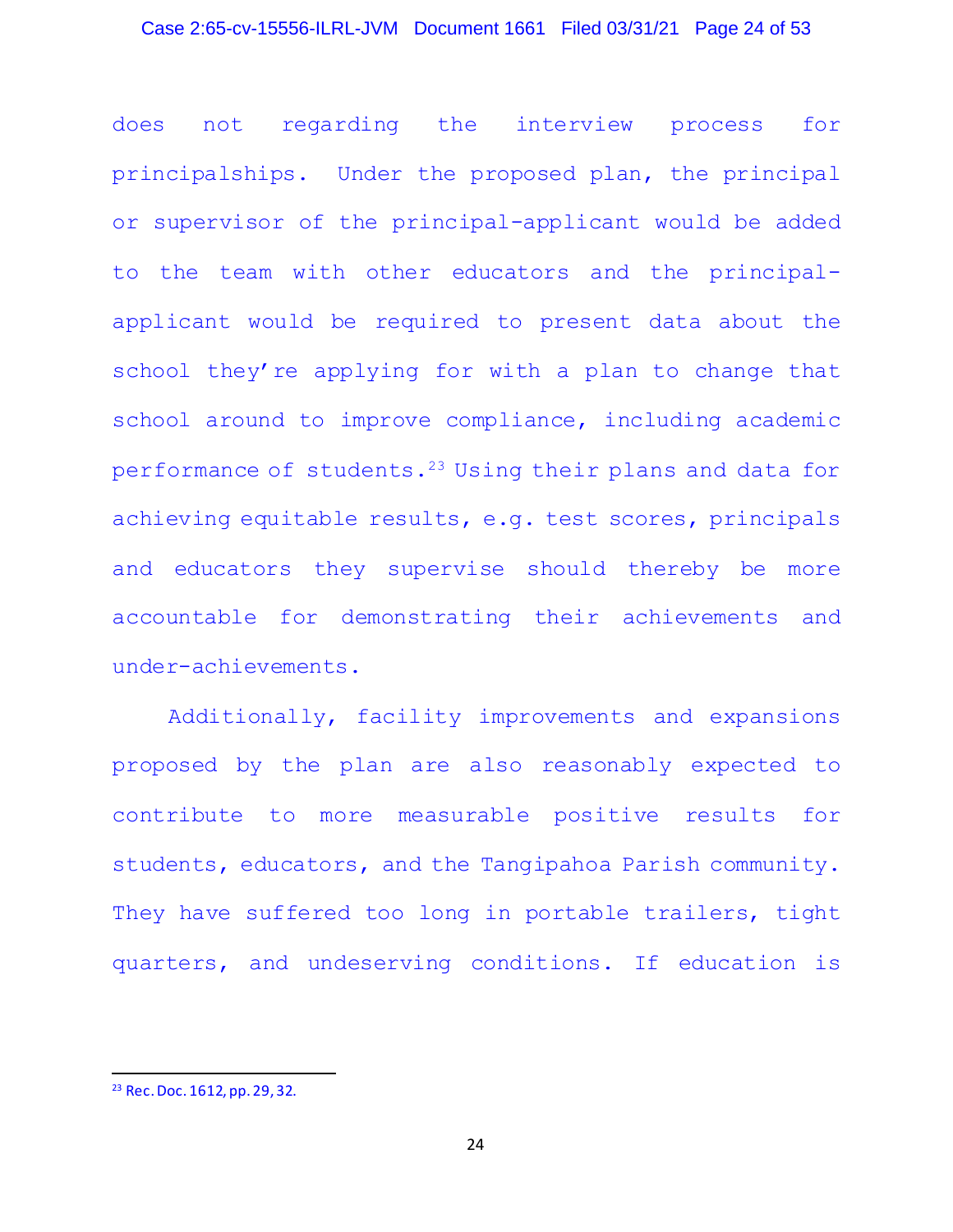does not regarding the interview process for principalships. Under the proposed plan, the principal or supervisor of the principal-applicant would be added to the team with other educators and the principal-applicant would be required to present data about the school they're applying for with a plan to change that school around to improve compliance, including academic performance of students.[23] Using their plans and data for achieving equitable results, e.g. test scores, principals and educators they supervise should thereby be more accountable for demonstrating their achievements and under-achievements.

Additionally, facility improvements and expansions proposed by the plan are also reasonably expected to contribute to more measurable positive results for students, educators, and the Tangipahoa Parish community. They have suffered too long in portable trailers, tight quarters, and undeserving conditions. If education is

---

[23] Rec. Doc. 1612, pp. 29, 32.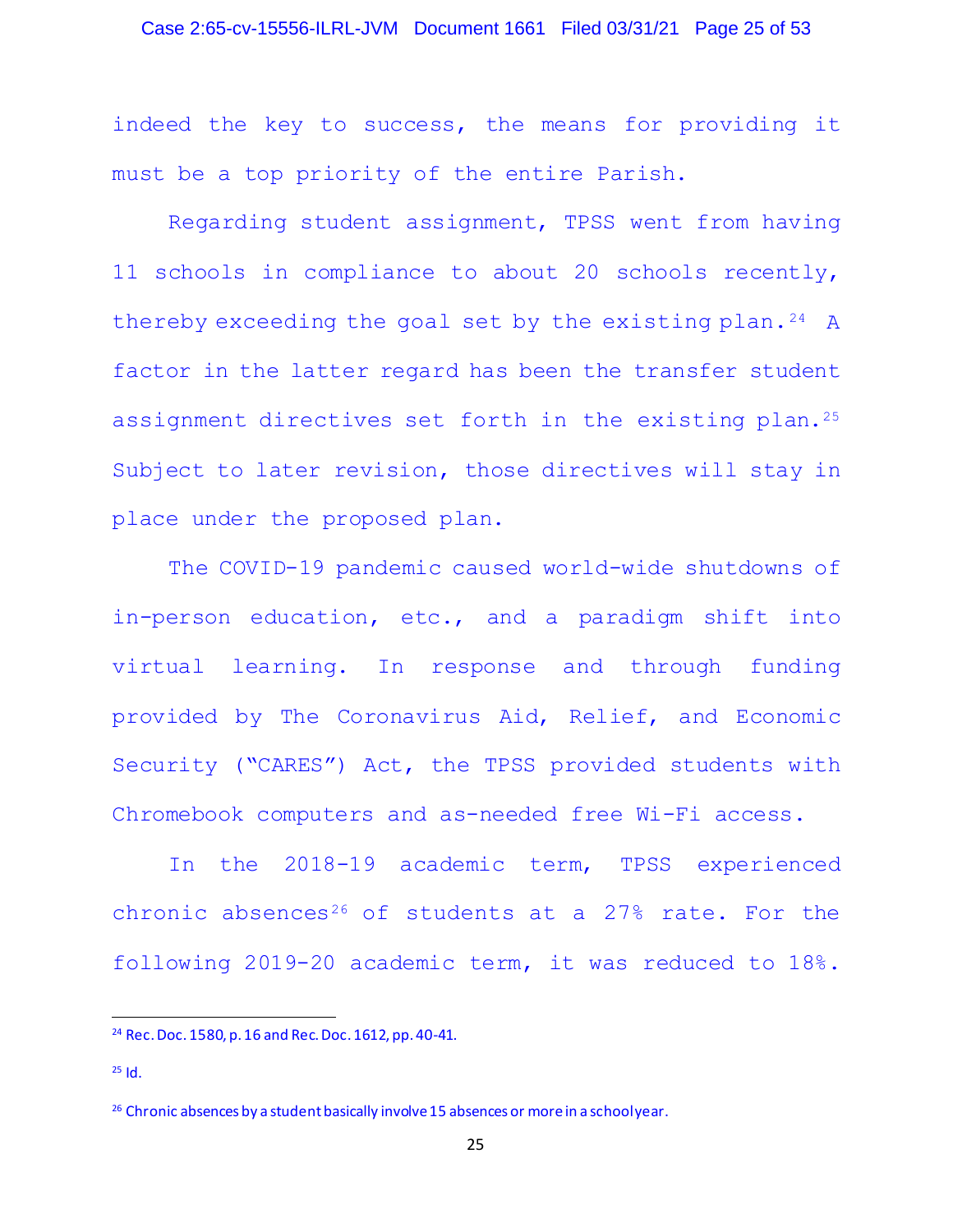indeed the key to success, the means for providing it must be a top priority of the entire Parish.

Regarding student assignment, TPSS went from having 11 schools in compliance to about 20 schools recently, thereby exceeding the goal set by the existing plan.[24] A factor in the latter regard has been the transfer student assignment directives set forth in the existing plan.[25] Subject to later revision, those directives will stay in place under the proposed plan.

The COVID-19 pandemic caused world-wide shutdowns of in-person education, etc., and a paradigm shift into virtual learning. In response and through funding provided by The Coronavirus Aid, Relief, and Economic Security ("CARES") Act, the TPSS provided students with Chromebook computers and as-needed free Wi-Fi access.

In the 2018-19 academic term, TPSS experienced chronic absences[26] of students at a 27% rate. For the following 2019-20 academic term, it was reduced to 18%.

---

[24] Rec. Doc. 1580, p. 16 and Rec. Doc. 1612, pp. 40-41.

[25] Id.

[26] Chronic absences by a student basically involve 15 absences or more in a school year.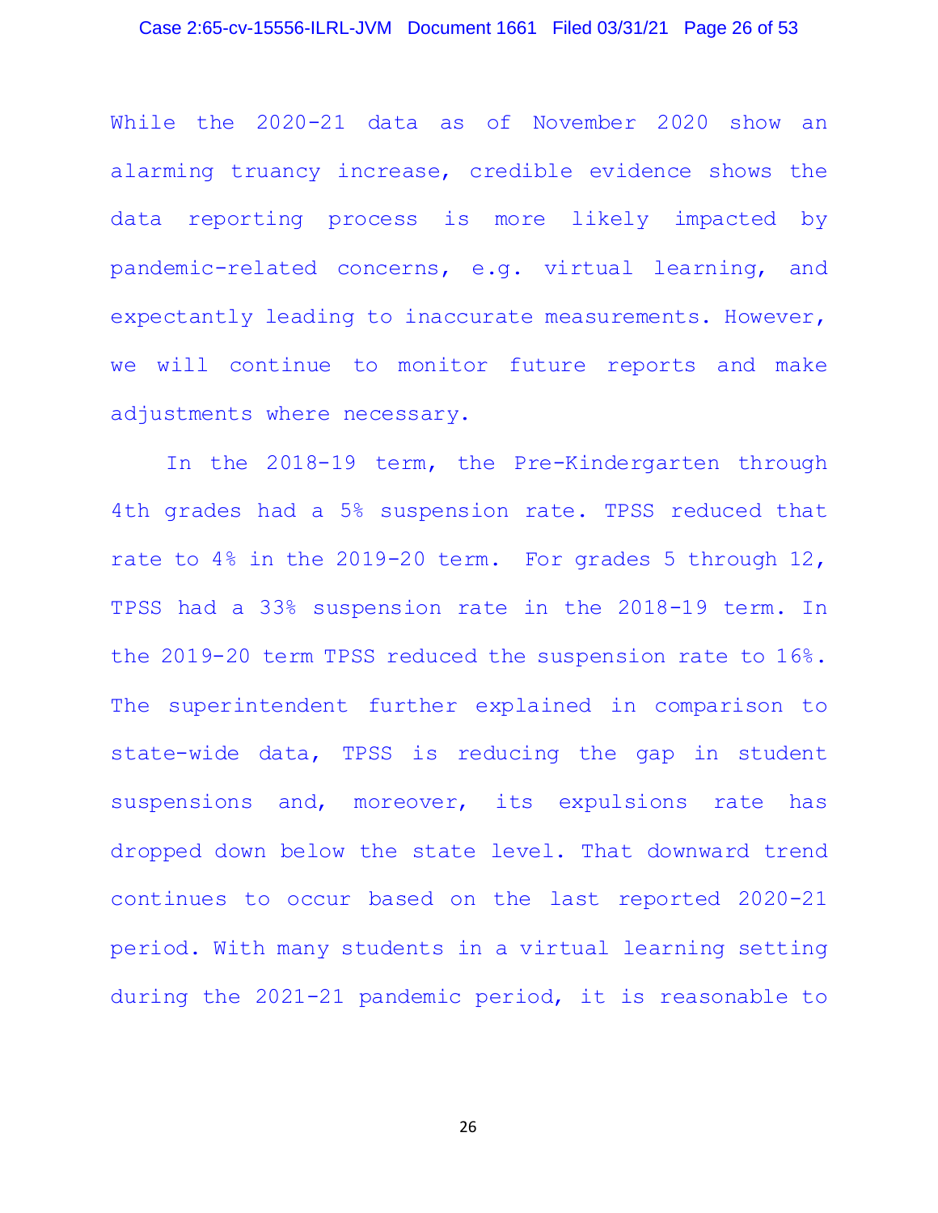While the 2020-21 data as of November 2020 show an alarming truancy increase, credible evidence shows the data reporting process is more likely impacted by pandemic-related concerns, e.g. virtual learning, and expectantly leading to inaccurate measurements. However, we will continue to monitor future reports and make adjustments where necessary.

In the 2018-19 term, the Pre-Kindergarten through 4th grades had a 5% suspension rate. TPSS reduced that rate to 4% in the 2019-20 term. For grades 5 through 12, TPSS had a 33% suspension rate in the 2018-19 term. In the 2019-20 term TPSS reduced the suspension rate to 16%. The superintendent further explained in comparison to state-wide data, TPSS is reducing the gap in student suspensions and, moreover, its expulsions rate has dropped down below the state level. That downward trend continues to occur based on the last reported 2020-21 period. With many students in a virtual learning setting during the 2021-21 pandemic period, it is reasonable to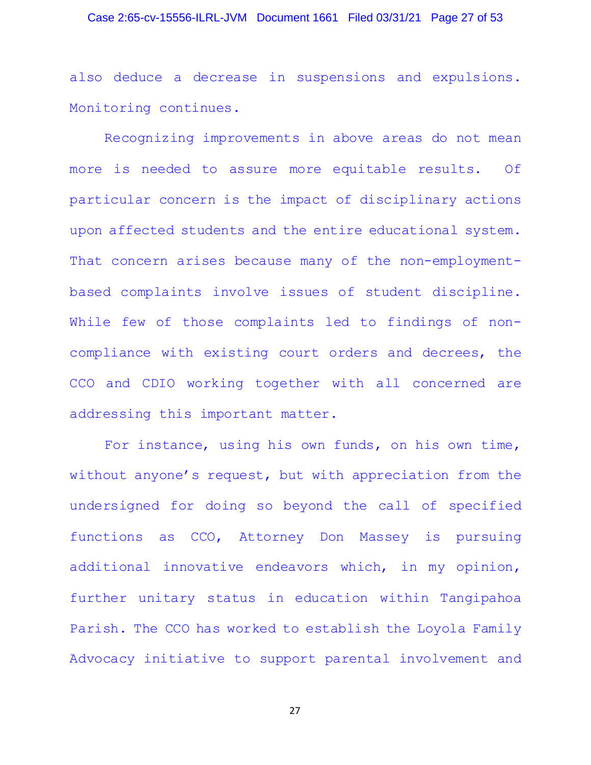also deduce a decrease in suspensions and expulsions. Monitoring continues.

Recognizing improvements in above areas do not mean more is needed to assure more equitable results. Of particular concern is the impact of disciplinary actions upon affected students and the entire educational system. That concern arises because many of the non-employment-based complaints involve issues of student discipline. While few of those complaints led to findings of non-compliance with existing court orders and decrees, the CCO and CDIO working together with all concerned are addressing this important matter.

For instance, using his own funds, on his own time, without anyone's request, but with appreciation from the undersigned for doing so beyond the call of specified functions as CCO, Attorney Don Massey is pursuing additional innovative endeavors which, in my opinion, further unitary status in education within Tangipahoa Parish. The CCO has worked to establish the Loyola Family Advocacy initiative to support parental involvement and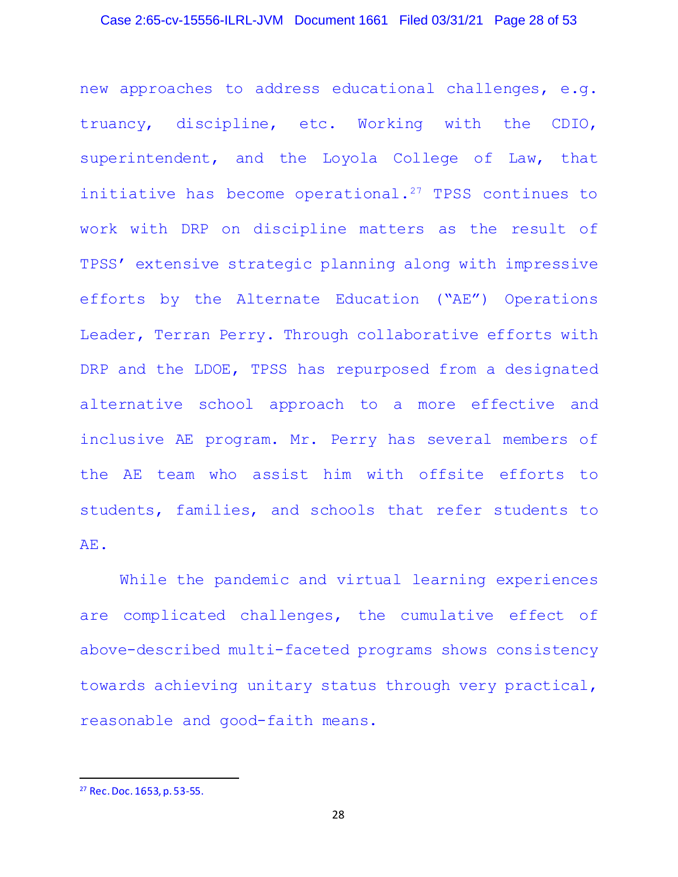new approaches to address educational challenges, e.g. truancy, discipline, etc. Working with the CDIO, superintendent, and the Loyola College of Law, that initiative has become operational.[27] TPSS continues to work with DRP on discipline matters as the result of TPSS' extensive strategic planning along with impressive efforts by the Alternate Education ("AE") Operations Leader, Terran Perry. Through collaborative efforts with DRP and the LDOE, TPSS has repurposed from a designated alternative school approach to a more effective and inclusive AE program. Mr. Perry has several members of the AE team who assist him with offsite efforts to students, families, and schools that refer students to AE.

While the pandemic and virtual learning experiences are complicated challenges, the cumulative effect of above-described multi-faceted programs shows consistency towards achieving unitary status through very practical, reasonable and good-faith means.

---

[27] Rec. Doc. 1653, p. 53-55.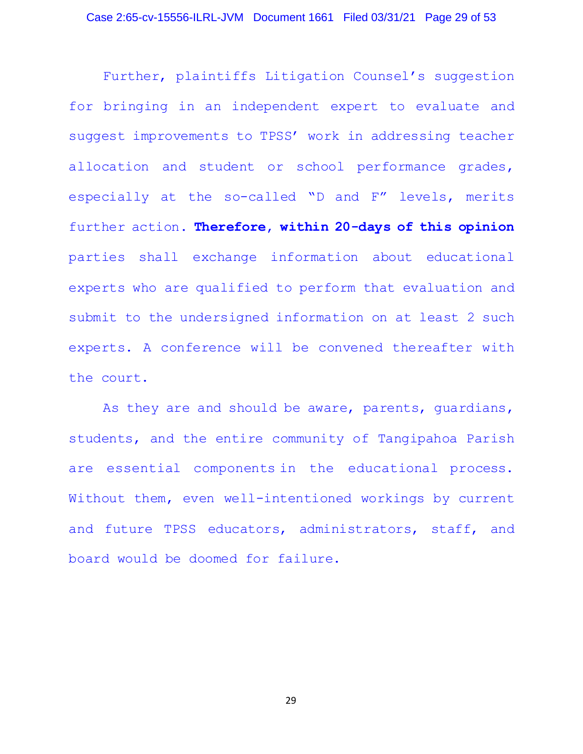Further, plaintiffs Litigation Counsel's suggestion for bringing in an independent expert to evaluate and suggest improvements to TPSS' work in addressing teacher allocation and student or school performance grades, especially at the so-called "D and F" levels, merits further action. **Therefore, within 20-days of this opinion** parties shall exchange information about educational experts who are qualified to perform that evaluation and submit to the undersigned information on at least 2 such experts. A conference will be convened thereafter with the court.

As they are and should be aware, parents, guardians, students, and the entire community of Tangipahoa Parish are essential components in the educational process. Without them, even well-intentioned workings by current and future TPSS educators, administrators, staff, and board would be doomed for failure.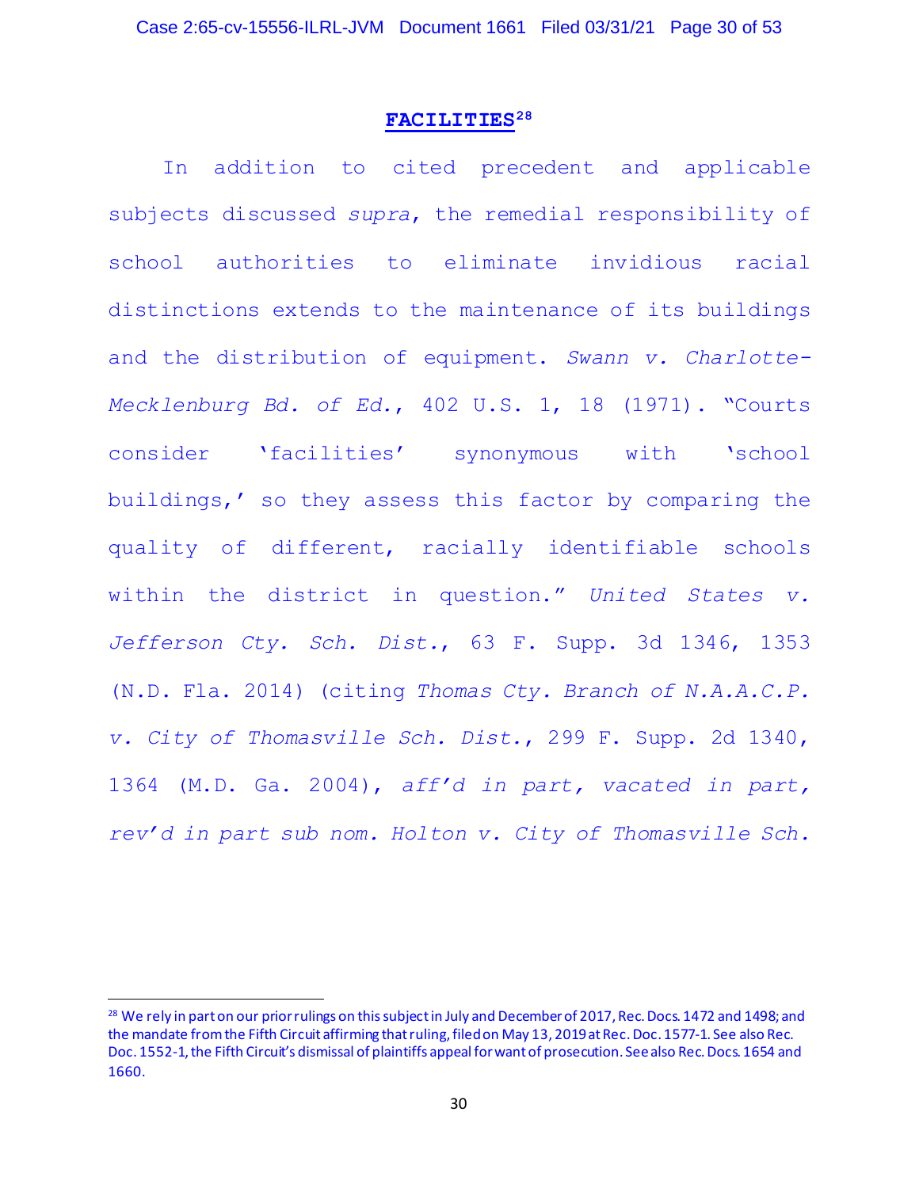## FACILITIES[28]

In addition to cited precedent and applicable subjects discussed *supra*, the remedial responsibility of school authorities to eliminate invidious racial distinctions extends to the maintenance of its buildings and the distribution of equipment. *Swann v. Charlotte-Mecklenburg Bd. of Ed.*, 402 U.S. 1, 18 (1971). "Courts consider 'facilities' synonymous with 'school buildings,' so they assess this factor by comparing the quality of different, racially identifiable schools within the district in question." *United States v. Jefferson Cty. Sch. Dist.*, 63 F. Supp. 3d 1346, 1353 (N.D. Fla. 2014) (citing *Thomas Cty. Branch of N.A.A.C.P. v. City of Thomasville Sch. Dist.*, 299 F. Supp. 2d 1340, 1364 (M.D. Ga. 2004), *aff'd in part, vacated in part, rev'd in part sub nom. Holton v. City of Thomasville Sch.*

---

[28] We rely in part on our prior rulings on this subject in July and December of 2017, Rec. Docs. 1472 and 1498; and the mandate from the Fifth Circuit affirming that ruling, filed on May 13, 2019 at Rec. Doc. 1577-1. See also Rec. Doc. 1552-1, the Fifth Circuit's dismissal of plaintiffs appeal for want of prosecution. See also Rec. Docs. 1654 and 1660.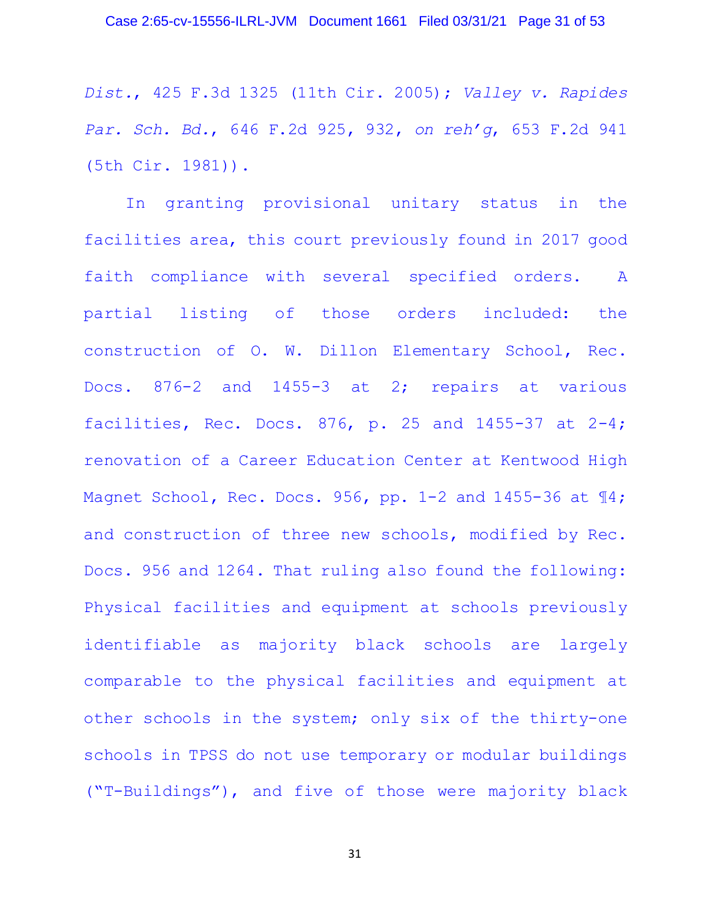*Dist.*, 425 F.3d 1325 (11th Cir. 2005); *Valley v. Rapides Par. Sch. Bd.*, 646 F.2d 925, 932, *on reh'g*, 653 F.2d 941 (5th Cir. 1981)).

In granting provisional unitary status in the facilities area, this court previously found in 2017 good faith compliance with several specified orders. A partial listing of those orders included: the construction of O. W. Dillon Elementary School, Rec. Docs. 876-2 and 1455-3 at 2; repairs at various facilities, Rec. Docs. 876, p. 25 and 1455-37 at 2-4; renovation of a Career Education Center at Kentwood High Magnet School, Rec. Docs. 956, pp. 1-2 and 1455-36 at ¶4; and construction of three new schools, modified by Rec. Docs. 956 and 1264. That ruling also found the following: Physical facilities and equipment at schools previously identifiable as majority black schools are largely comparable to the physical facilities and equipment at other schools in the system; only six of the thirty-one schools in TPSS do not use temporary or modular buildings ("T-Buildings"), and five of those were majority black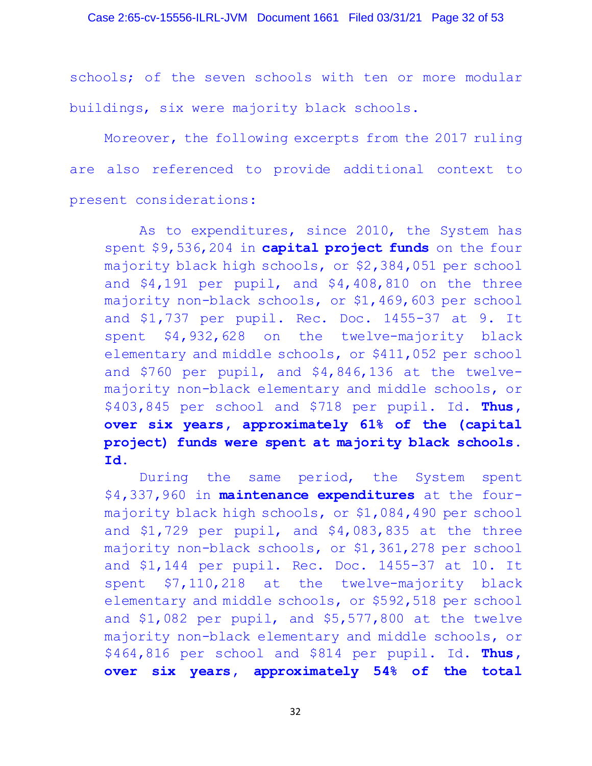schools; of the seven schools with ten or more modular buildings, six were majority black schools.

Moreover, the following excerpts from the 2017 ruling are also referenced to provide additional context to present considerations:

> As to expenditures, since 2010, the System has spent $9,536,204 in **capital project funds** on the four majority black high schools, or $2,384,051 per school and $4,191 per pupil, and $4,408,810 on the three majority non-black schools, or $1,469,603 per school and $1,737 per pupil. Rec. Doc. 1455-37 at 9. It spent $4,932,628 on the twelve-majority black elementary and middle schools, or $411,052 per school and $760 per pupil, and $4,846,136 at the twelve-majority non-black elementary and middle schools, or $403,845 per school and $718 per pupil. Id. **Thus, over six years, approximately 61% of the (capital project) funds were spent at majority black schools. Id.**
>
> During the same period, the System spent $4,337,960 in **maintenance expenditures** at the four-majority black high schools, or $1,084,490 per school and $1,729 per pupil, and $4,083,835 at the three majority non-black schools, or $1,361,278 per school and $1,144 per pupil. Rec. Doc. 1455-37 at 10. It spent $7,110,218 at the twelve-majority black elementary and middle schools, or $592,518 per school and $1,082 per pupil, and $5,577,800 at the twelve majority non-black elementary and middle schools, or $464,816 per school and $814 per pupil. Id. **Thus, over six years, approximately 54% of the total**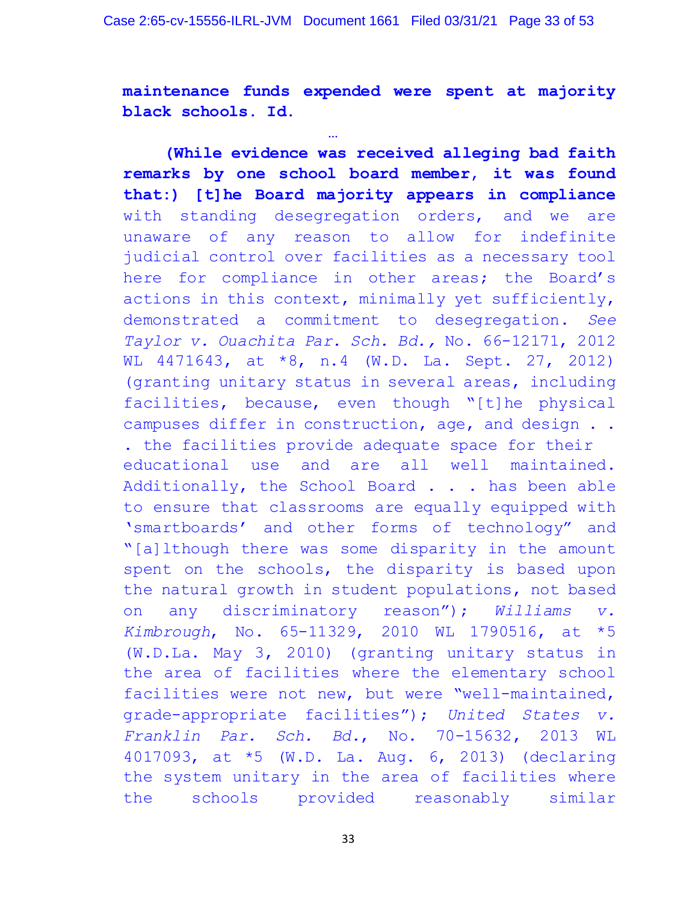**maintenance funds expended were spent at majority black schools. Id.**

…

**(While evidence was received alleging bad faith remarks by one school board member, it was found that:) [t]he Board majority appears in compliance** with standing desegregation orders, and we are unaware of any reason to allow for indefinite judicial control over facilities as a necessary tool here for compliance in other areas; the Board's actions in this context, minimally yet sufficiently, demonstrated a commitment to desegregation. *See Taylor v. Ouachita Par. Sch. Bd.,* No. 66-12171, 2012 WL 4471643, at *8, n.4 (W.D. La. Sept. 27, 2012) (granting unitary status in several areas, including facilities, because, even though "[t]he physical campuses differ in construction, age, and design . . . the facilities provide adequate space for their educational use and are all well maintained. Additionally, the School Board . . . has been able to ensure that classrooms are equally equipped with 'smartboards' and other forms of technology" and "[a]lthough there was some disparity in the amount spent on the schools, the disparity is based upon the natural growth in student populations, not based on any discriminatory reason"); *Williams v. Kimbrough*, No. 65-11329, 2010 WL 1790516, at *5 (W.D.La. May 3, 2010) (granting unitary status in the area of facilities where the elementary school facilities were not new, but were "well-maintained, grade-appropriate facilities"); *United States v. Franklin Par. Sch. Bd.*, No. 70-15632, 2013 WL 4017093, at *5 (W.D. La. Aug. 6, 2013) (declaring the system unitary in the area of facilities where the schools provided reasonably similar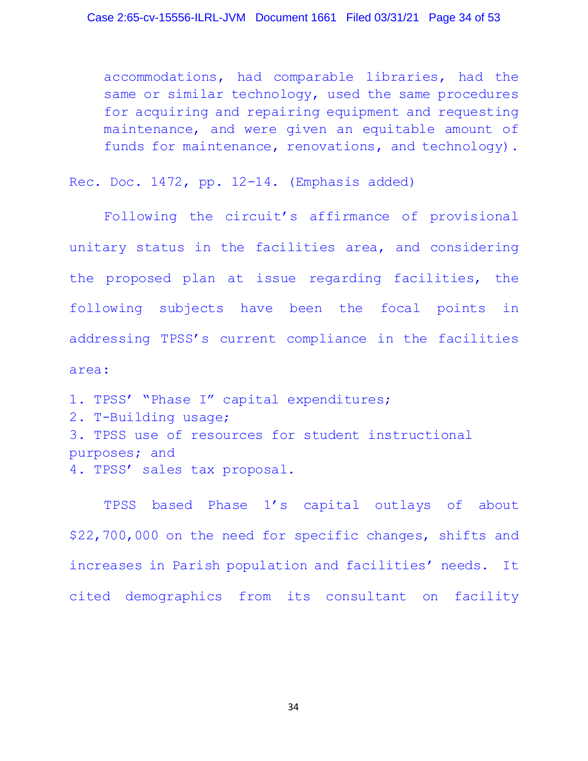> accommodations, had comparable libraries, had the same or similar technology, used the same procedures for acquiring and repairing equipment and requesting maintenance, and were given an equitable amount of funds for maintenance, renovations, and technology).

Rec. Doc. 1472, pp. 12-14. (Emphasis added)

Following the circuit's affirmance of provisional unitary status in the facilities area, and considering the proposed plan at issue regarding facilities, the following subjects have been the focal points in addressing TPSS's current compliance in the facilities area:

1. TPSS' "Phase I" capital expenditures;
2. T-Building usage;
3. TPSS use of resources for student instructional purposes; and
4. TPSS' sales tax proposal.

TPSS based Phase 1's capital outlays of about $22,700,000 on the need for specific changes, shifts and increases in Parish population and facilities' needs. It cited demographics from its consultant on facility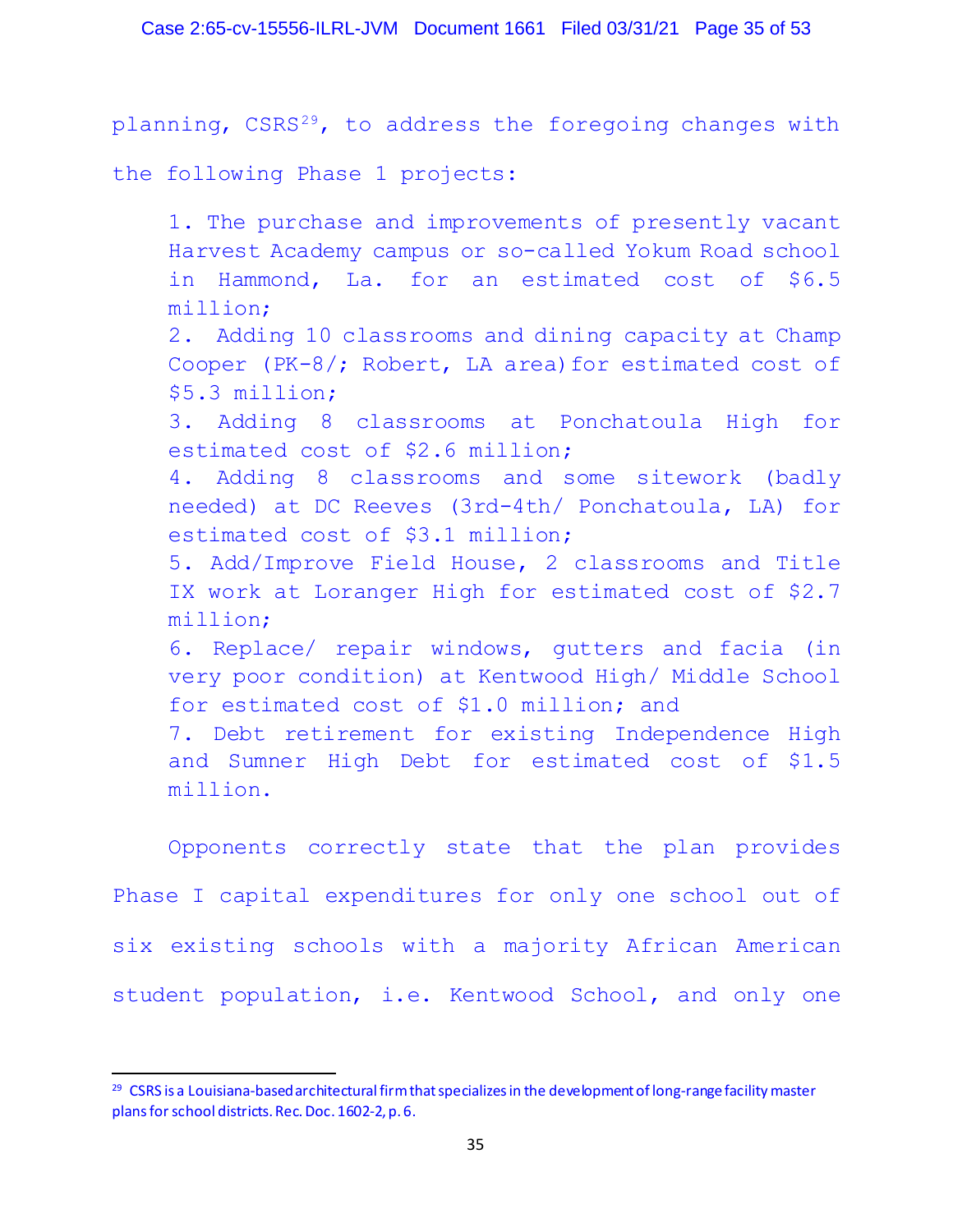planning, CSRS[29], to address the foregoing changes with the following Phase 1 projects:

1. The purchase and improvements of presently vacant Harvest Academy campus or so-called Yokum Road school in Hammond, La. for an estimated cost of $6.5 million;
2. Adding 10 classrooms and dining capacity at Champ Cooper (PK-8/; Robert, LA area) for estimated cost of $5.3 million;
3. Adding 8 classrooms at Ponchatoula High for estimated cost of $2.6 million;
4. Adding 8 classrooms and some sitework (badly needed) at DC Reeves (3rd-4th/ Ponchatoula, LA) for estimated cost of $3.1 million;
5. Add/Improve Field House, 2 classrooms and Title IX work at Loranger High for estimated cost of $2.7 million;
6. Replace/ repair windows, gutters and facia (in very poor condition) at Kentwood High/ Middle School for estimated cost of $1.0 million; and
7. Debt retirement for existing Independence High and Sumner High Debt for estimated cost of $1.5 million.

Opponents correctly state that the plan provides Phase I capital expenditures for only one school out of six existing schools with a majority African American student population, i.e. Kentwood School, and only one

---

[29] CSRS is a Louisiana-based architectural firm that specializes in the development of long-range facility master plans for school districts. Rec. Doc. 1602-2, p. 6.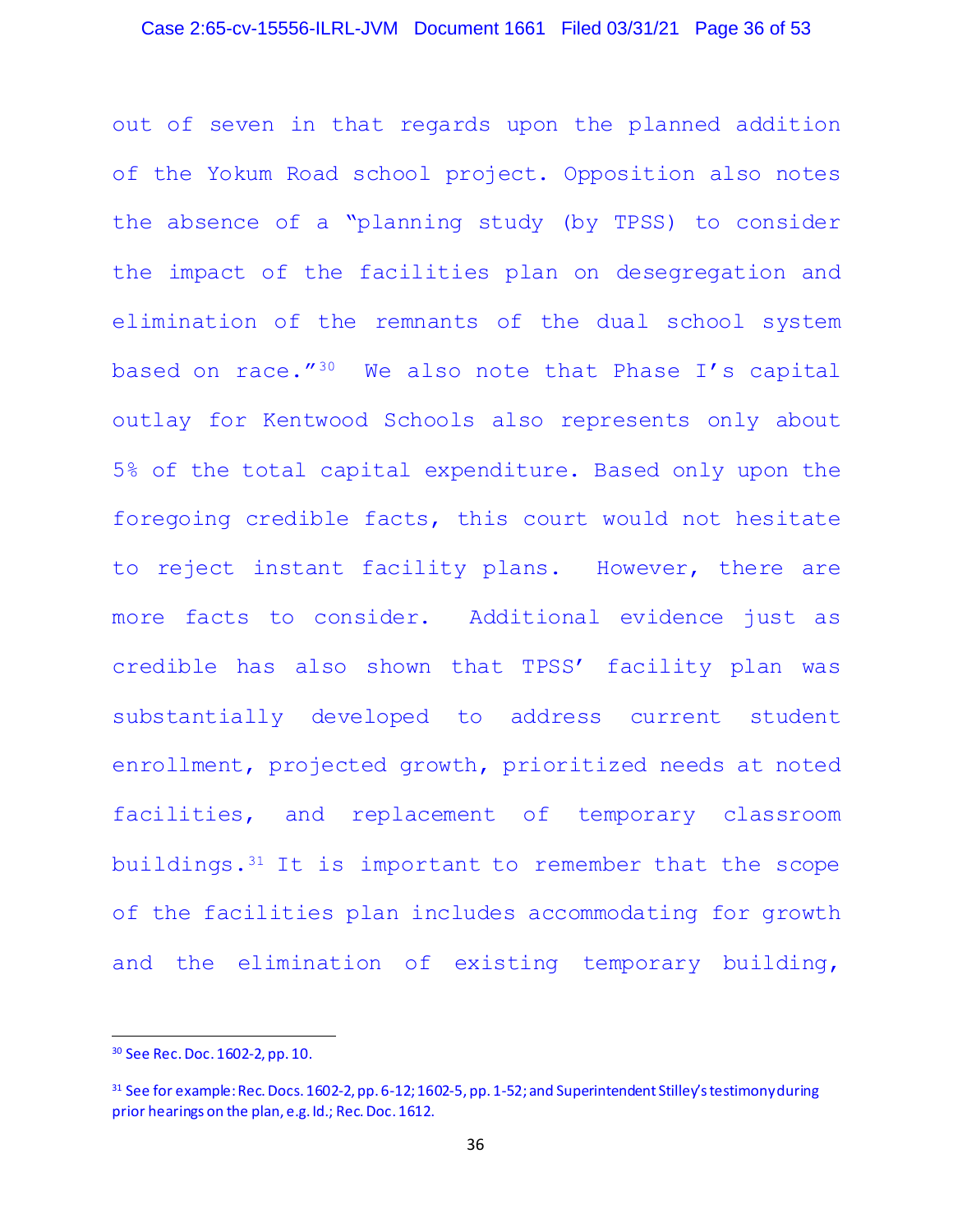out of seven in that regards upon the planned addition of the Yokum Road school project. Opposition also notes the absence of a "planning study (by TPSS) to consider the impact of the facilities plan on desegregation and elimination of the remnants of the dual school system based on race."[30] We also note that Phase I's capital outlay for Kentwood Schools also represents only about 5% of the total capital expenditure. Based only upon the foregoing credible facts, this court would not hesitate to reject instant facility plans. However, there are more facts to consider. Additional evidence just as credible has also shown that TPSS' facility plan was substantially developed to address current student enrollment, projected growth, prioritized needs at noted facilities, and replacement of temporary classroom buildings.[31] It is important to remember that the scope of the facilities plan includes accommodating for growth and the elimination of existing temporary building,

---

[30] See Rec. Doc. 1602-2, pp. 10.

[31] See for example: Rec. Docs. 1602-2, pp. 6-12; 1602-5, pp. 1-52; and Superintendent Stilley's testimony during prior hearings on the plan, e.g. Id.; Rec. Doc. 1612.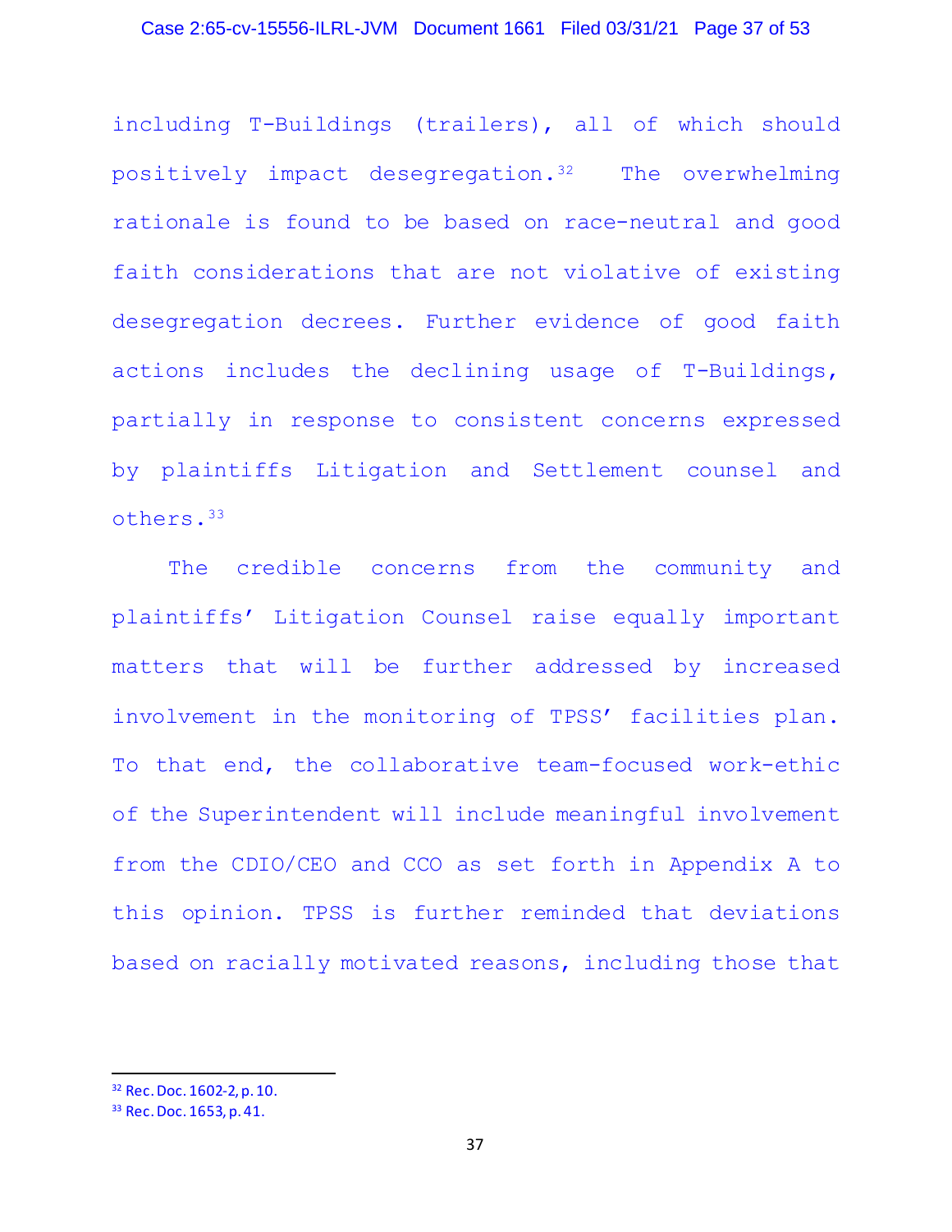including T-Buildings (trailers), all of which should positively impact desegregation.[32] The overwhelming rationale is found to be based on race-neutral and good faith considerations that are not violative of existing desegregation decrees. Further evidence of good faith actions includes the declining usage of T-Buildings, partially in response to consistent concerns expressed by plaintiffs Litigation and Settlement counsel and others.[33]

The credible concerns from the community and plaintiffs' Litigation Counsel raise equally important matters that will be further addressed by increased involvement in the monitoring of TPSS' facilities plan. To that end, the collaborative team-focused work-ethic of the Superintendent will include meaningful involvement from the CDIO/CEO and CCO as set forth in Appendix A to this opinion. TPSS is further reminded that deviations based on racially motivated reasons, including those that

---

[32] Rec. Doc. 1602-2, p. 10.

[33] Rec. Doc. 1653, p. 41.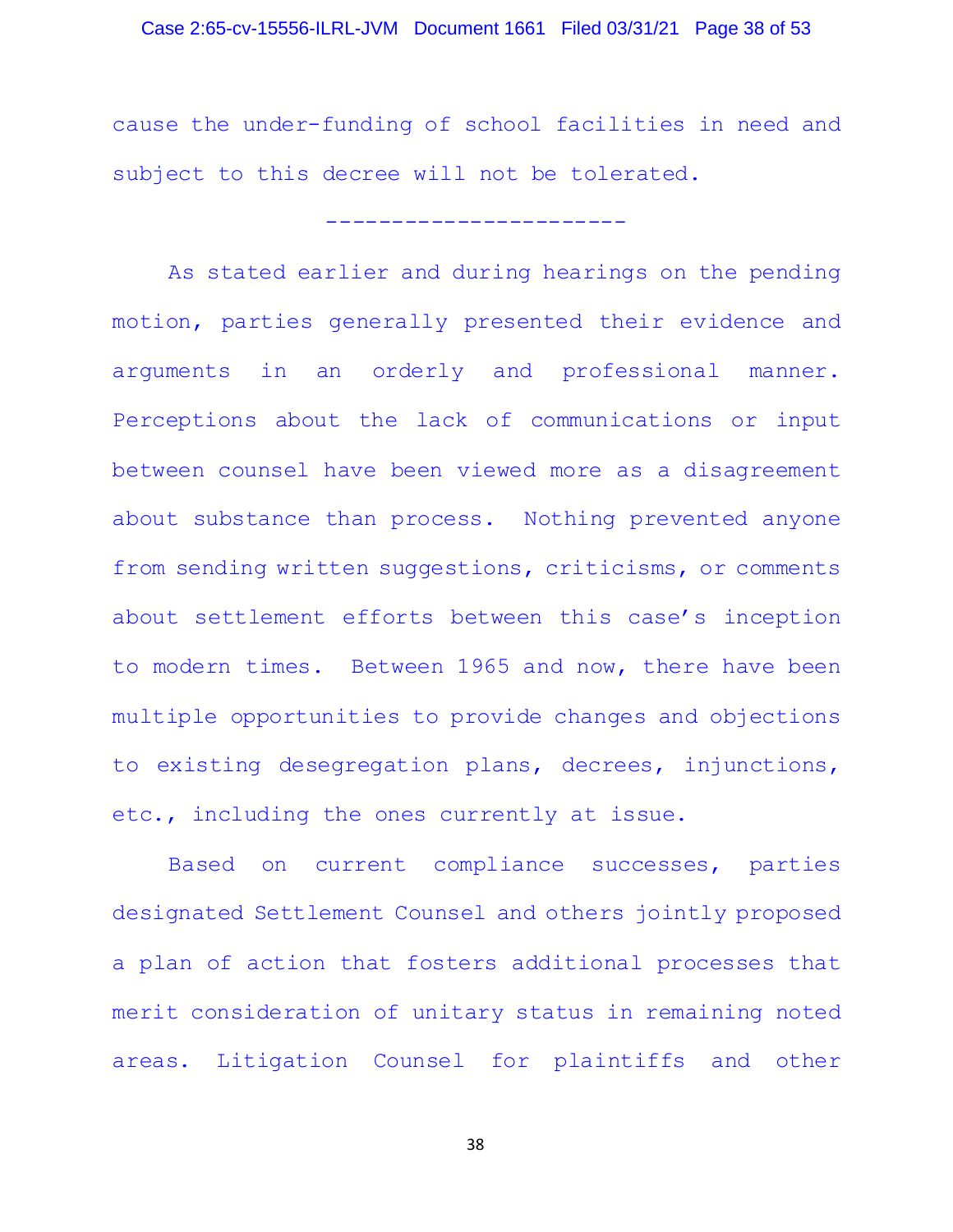cause the under-funding of school facilities in need and subject to this decree will not be tolerated.

-----------------------

As stated earlier and during hearings on the pending motion, parties generally presented their evidence and arguments in an orderly and professional manner. Perceptions about the lack of communications or input between counsel have been viewed more as a disagreement about substance than process. Nothing prevented anyone from sending written suggestions, criticisms, or comments about settlement efforts between this case's inception to modern times. Between 1965 and now, there have been multiple opportunities to provide changes and objections to existing desegregation plans, decrees, injunctions, etc., including the ones currently at issue.

Based on current compliance successes, parties designated Settlement Counsel and others jointly proposed a plan of action that fosters additional processes that merit consideration of unitary status in remaining noted areas. Litigation Counsel for plaintiffs and other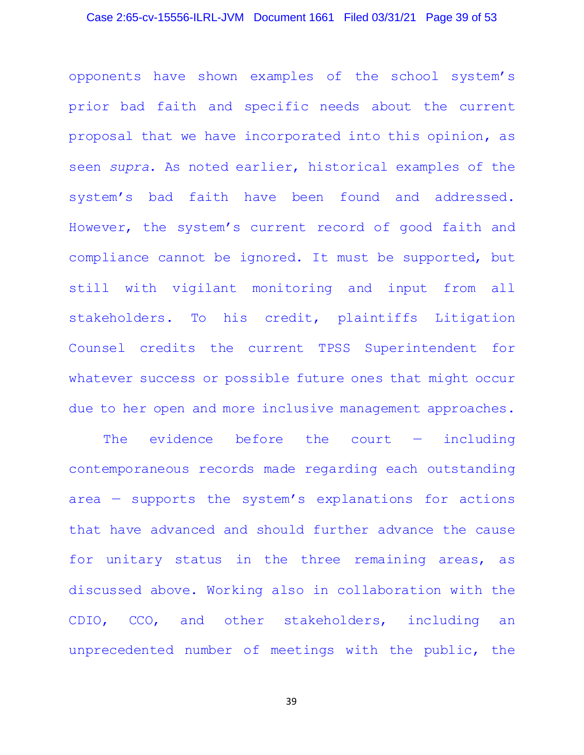opponents have shown examples of the school system's prior bad faith and specific needs about the current proposal that we have incorporated into this opinion, as seen *supra*. As noted earlier, historical examples of the system's bad faith have been found and addressed. However, the system's current record of good faith and compliance cannot be ignored. It must be supported, but still with vigilant monitoring and input from all stakeholders. To his credit, plaintiffs Litigation Counsel credits the current TPSS Superintendent for whatever success or possible future ones that might occur due to her open and more inclusive management approaches.

The evidence before the court — including contemporaneous records made regarding each outstanding area — supports the system's explanations for actions that have advanced and should further advance the cause for unitary status in the three remaining areas, as discussed above. Working also in collaboration with the CDIO, CCO, and other stakeholders, including an unprecedented number of meetings with the public, the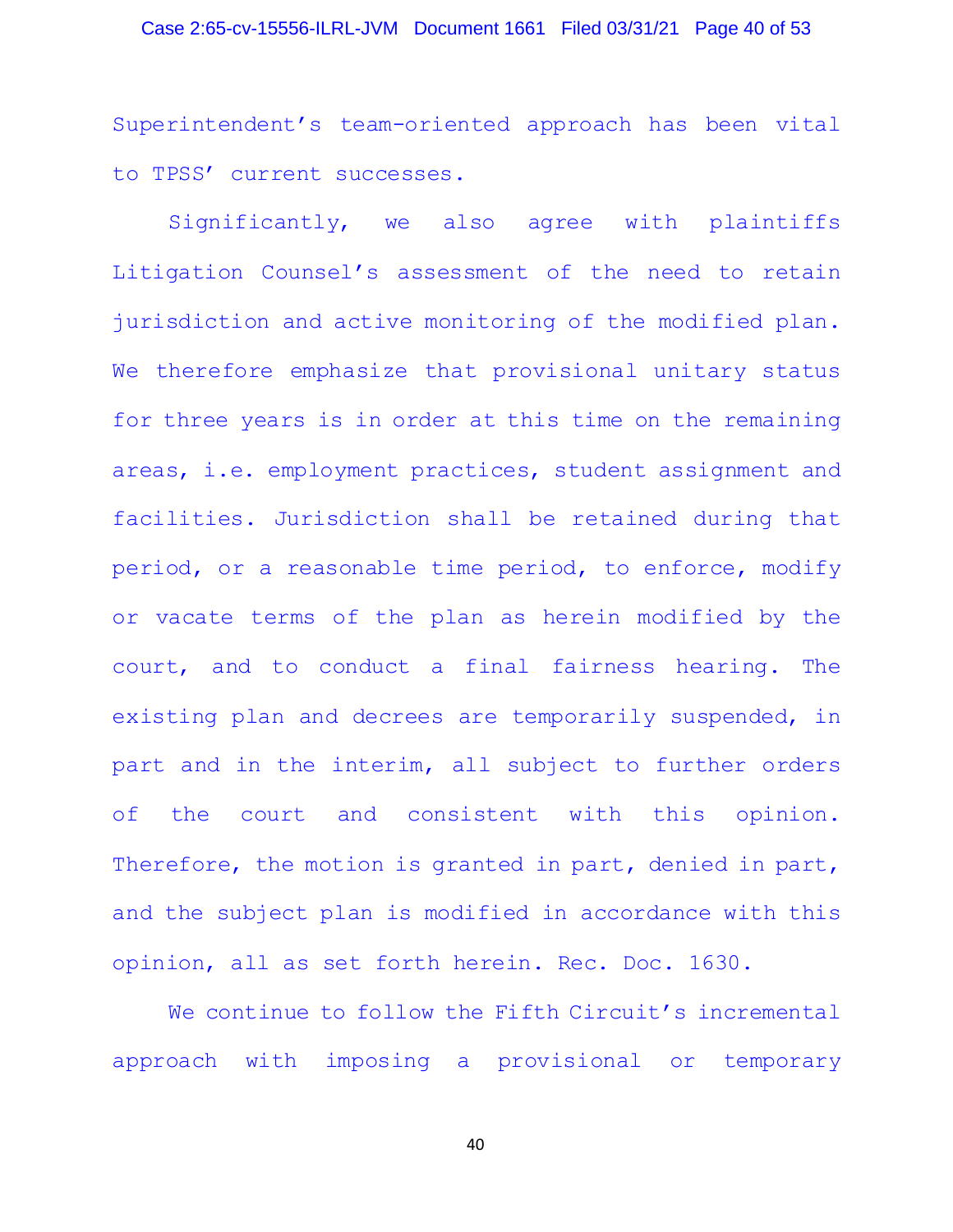Superintendent’s team-oriented approach has been vital to TPSS’ current successes.

Significantly, we also agree with plaintiffs Litigation Counsel’s assessment of the need to retain jurisdiction and active monitoring of the modified plan. We therefore emphasize that provisional unitary status for three years is in order at this time on the remaining areas, i.e. employment practices, student assignment and facilities. Jurisdiction shall be retained during that period, or a reasonable time period, to enforce, modify or vacate terms of the plan as herein modified by the court, and to conduct a final fairness hearing. The existing plan and decrees are temporarily suspended, in part and in the interim, all subject to further orders of the court and consistent with this opinion. Therefore, the motion is granted in part, denied in part, and the subject plan is modified in accordance with this opinion, all as set forth herein. Rec. Doc. 1630.

We continue to follow the Fifth Circuit’s incremental approach with imposing a provisional or temporary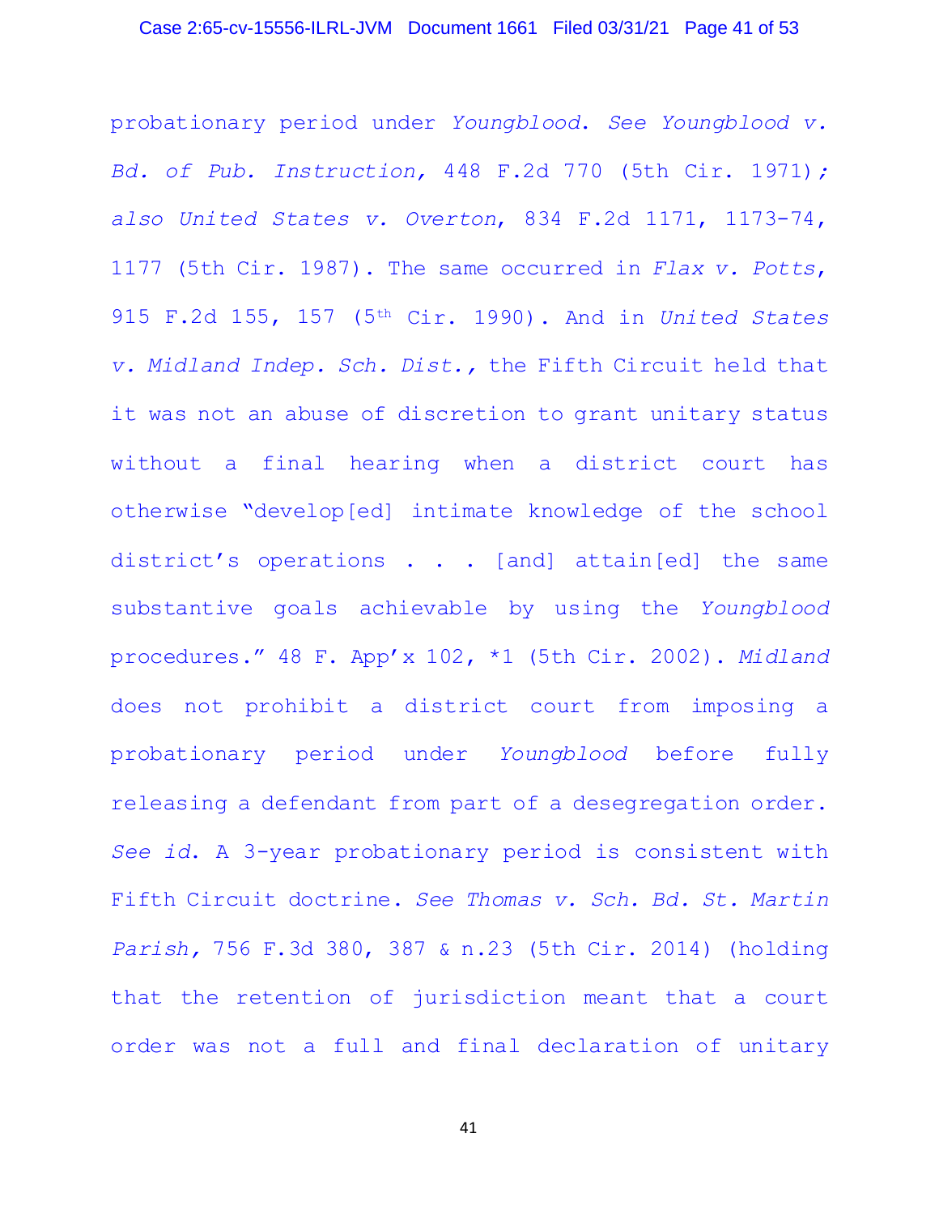probationary period under *Youngblood*. *See Youngblood v. Bd. of Pub. Instruction*, 448 F.2d 770 (5th Cir. 1971)*; also United States v. Overton*, 834 F.2d 1171, 1173-74, 1177 (5th Cir. 1987). The same occurred in *Flax v. Potts*, 915 F.2d 155, 157 (5th Cir. 1990). And in *United States v. Midland Indep. Sch. Dist.*, the Fifth Circuit held that it was not an abuse of discretion to grant unitary status without a final hearing when a district court has otherwise "develop[ed] intimate knowledge of the school district's operations . . . [and] attain[ed] the same substantive goals achievable by using the *Youngblood* procedures." 48 F. App'x 102, *1 (5th Cir. 2002). *Midland* does not prohibit a district court from imposing a probationary period under *Youngblood* before fully releasing a defendant from part of a desegregation order. *See id.* A 3-year probationary period is consistent with Fifth Circuit doctrine. *See Thomas v. Sch. Bd. St. Martin Parish*, 756 F.3d 380, 387 & n.23 (5th Cir. 2014) (holding that the retention of jurisdiction meant that a court order was not a full and final declaration of unitary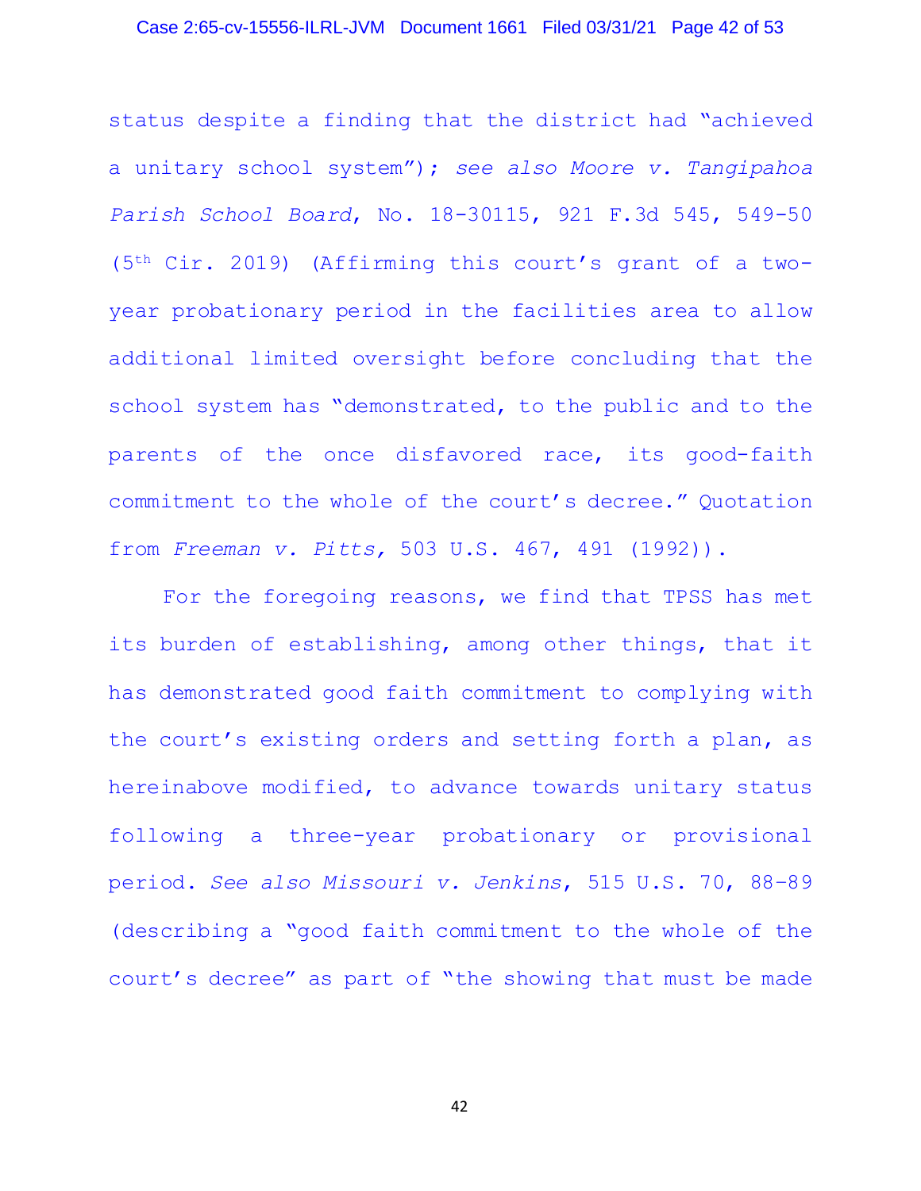status despite a finding that the district had "achieved a unitary school system"); *see also Moore v. Tangipahoa Parish School Board*, No. 18-30115, 921 F.3d 545, 549-50 (5th Cir. 2019) (Affirming this court's grant of a two-year probationary period in the facilities area to allow additional limited oversight before concluding that the school system has "demonstrated, to the public and to the parents of the once disfavored race, its good-faith commitment to the whole of the court's decree." Quotation from *Freeman v. Pitts,* 503 U.S. 467, 491 (1992)).

For the foregoing reasons, we find that TPSS has met its burden of establishing, among other things, that it has demonstrated good faith commitment to complying with the court's existing orders and setting forth a plan, as hereinabove modified, to advance towards unitary status following a three-year probationary or provisional period. *See also Missouri v. Jenkins*, 515 U.S. 70, 88–89 (describing a "good faith commitment to the whole of the court's decree" as part of "the showing that must be made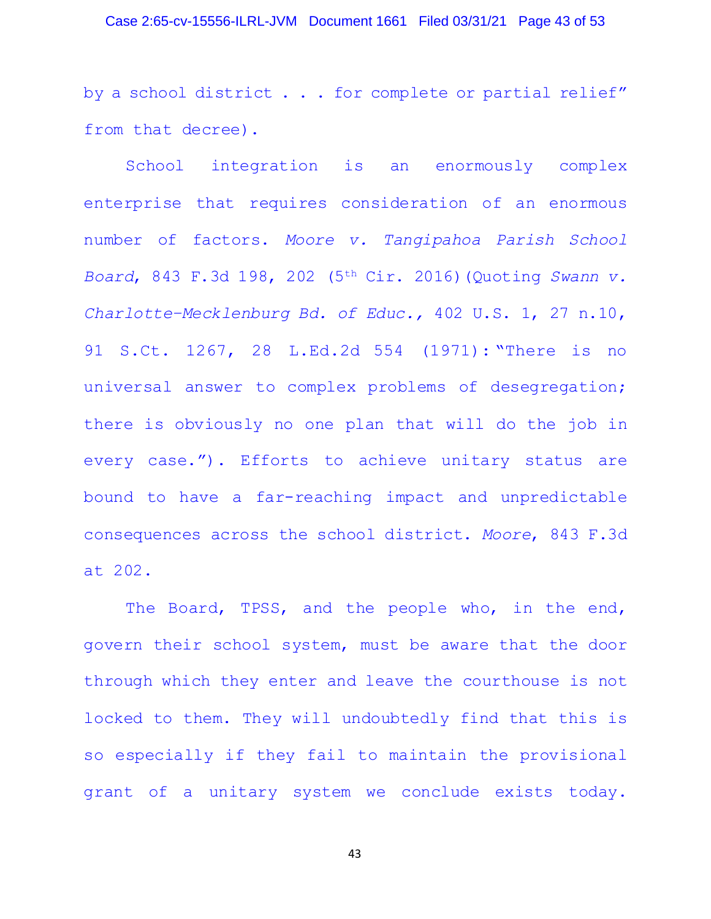by a school district . . . for complete or partial relief" from that decree).

School integration is an enormously complex enterprise that requires consideration of an enormous number of factors. *Moore v. Tangipahoa Parish School Board*, 843 F.3d 198, 202 (5th Cir. 2016)(Quoting *Swann v. Charlotte-Mecklenburg Bd. of Educ.*, 402 U.S. 1, 27 n.10, 91 S.Ct. 1267, 28 L.Ed.2d 554 (1971): "There is no universal answer to complex problems of desegregation; there is obviously no one plan that will do the job in every case."). Efforts to achieve unitary status are bound to have a far-reaching impact and unpredictable consequences across the school district. *Moore*, 843 F.3d at 202.

The Board, TPSS, and the people who, in the end, govern their school system, must be aware that the door through which they enter and leave the courthouse is not locked to them. They will undoubtedly find that this is so especially if they fail to maintain the provisional grant of a unitary system we conclude exists today.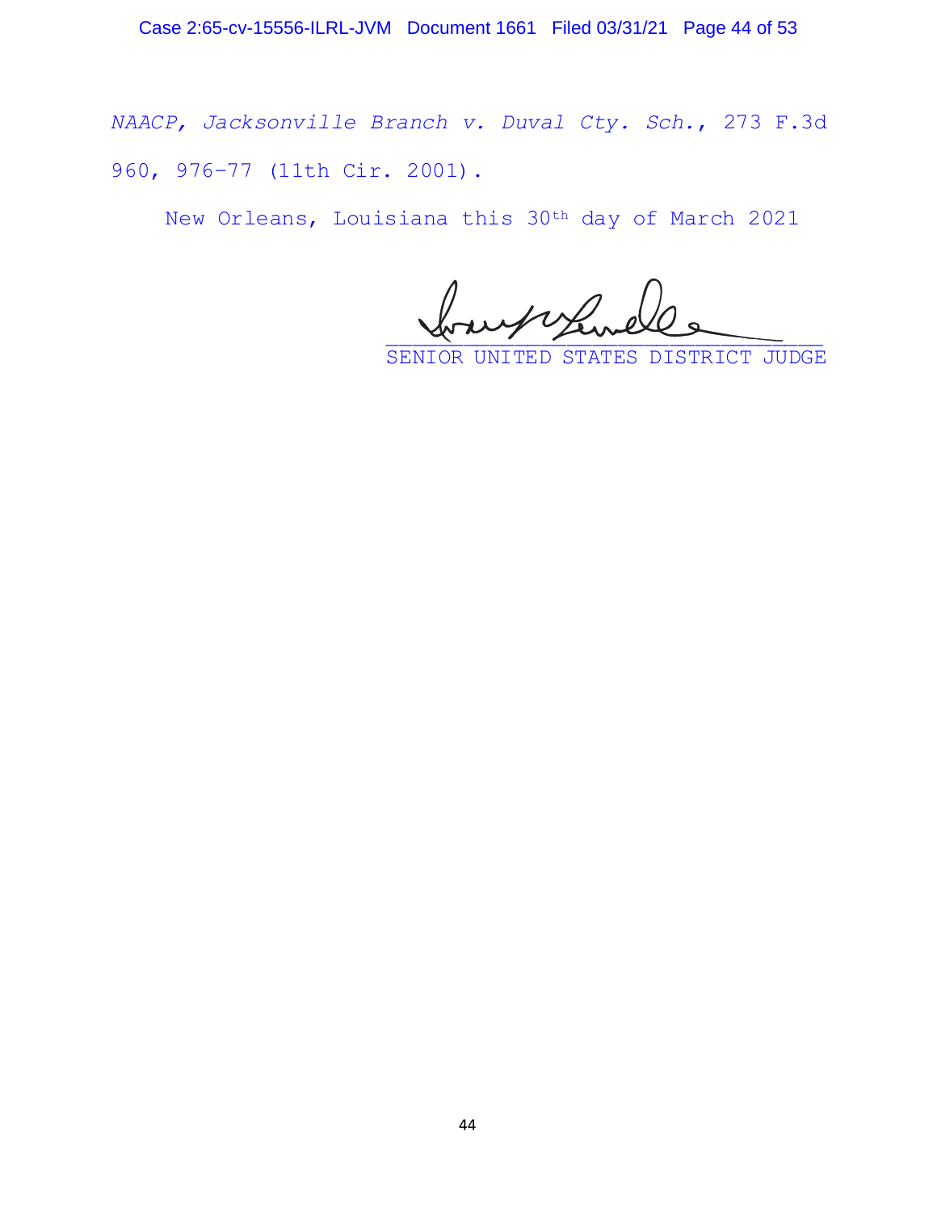*NAACP, Jacksonville Branch v. Duval Cty. Sch.*, 273 F.3d 960, 976–77 (11th Cir. 2001).

New Orleans, Louisiana this 30th day of March 2021

SENIOR UNITED STATES DISTRICT JUDGE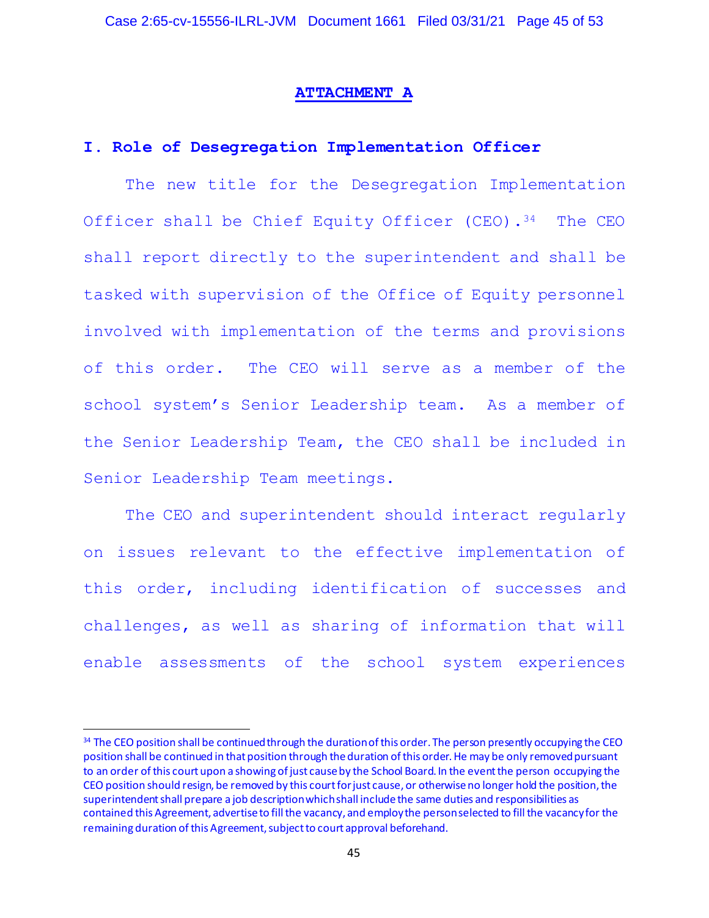# ATTACHMENT A

## I. Role of Desegregation Implementation Officer

The new title for the Desegregation Implementation Officer shall be Chief Equity Officer (CEO).[34] The CEO shall report directly to the superintendent and shall be tasked with supervision of the Office of Equity personnel involved with implementation of the terms and provisions of this order. The CEO will serve as a member of the school system's Senior Leadership team. As a member of the Senior Leadership Team, the CEO shall be included in Senior Leadership Team meetings.

The CEO and superintendent should interact regularly on issues relevant to the effective implementation of this order, including identification of successes and challenges, as well as sharing of information that will enable assessments of the school system experiences

---

[34] The CEO position shall be continued through the duration of this order. The person presently occupying the CEO position shall be continued in that position through the duration of this order. He may be only removed pursuant to an order of this court upon a showing of just cause by the School Board. In the event the person occupying the CEO position should resign, be removed by this court for just cause, or otherwise no longer hold the position, the superintendent shall prepare a job description which shall include the same duties and responsibilities as contained this Agreement, advertise to fill the vacancy, and employ the person selected to fill the vacancy for the remaining duration of this Agreement, subject to court approval beforehand.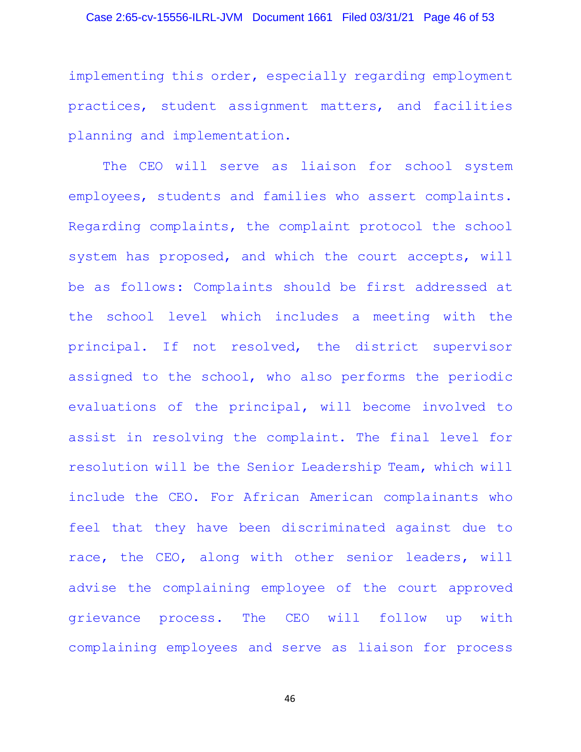implementing this order, especially regarding employment practices, student assignment matters, and facilities planning and implementation.

The CEO will serve as liaison for school system employees, students and families who assert complaints. Regarding complaints, the complaint protocol the school system has proposed, and which the court accepts, will be as follows: Complaints should be first addressed at the school level which includes a meeting with the principal. If not resolved, the district supervisor assigned to the school, who also performs the periodic evaluations of the principal, will become involved to assist in resolving the complaint. The final level for resolution will be the Senior Leadership Team, which will include the CEO. For African American complainants who feel that they have been discriminated against due to race, the CEO, along with other senior leaders, will advise the complaining employee of the court approved grievance process. The CEO will follow up with complaining employees and serve as liaison for process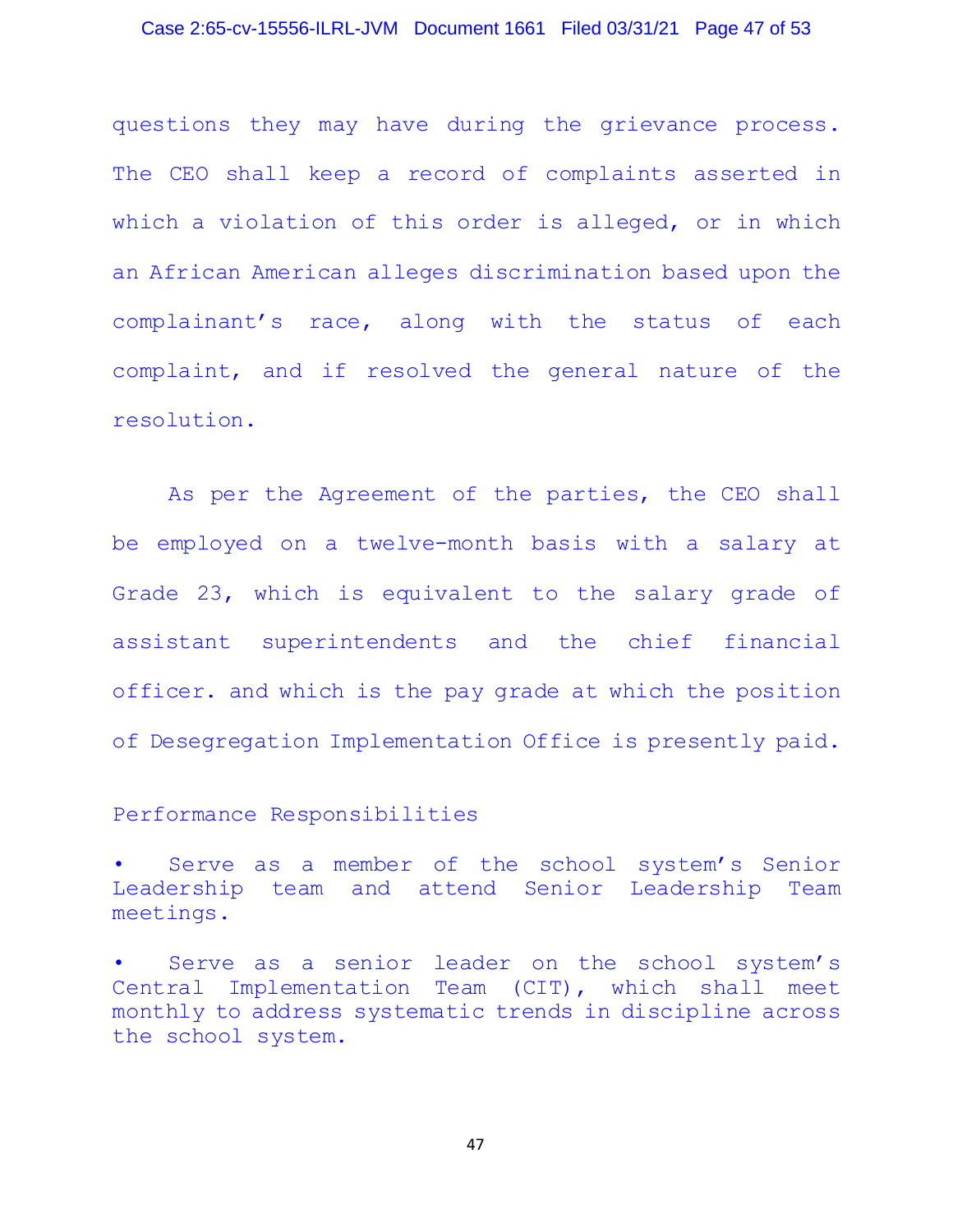questions they may have during the grievance process. The CEO shall keep a record of complaints asserted in which a violation of this order is alleged, or in which an African American alleges discrimination based upon the complainant's race, along with the status of each complaint, and if resolved the general nature of the resolution.

As per the Agreement of the parties, the CEO shall be employed on a twelve-month basis with a salary at Grade 23, which is equivalent to the salary grade of assistant superintendents and the chief financial officer. and which is the pay grade at which the position of Desegregation Implementation Office is presently paid.

Performance Responsibilities

- Serve as a member of the school system's Senior Leadership team and attend Senior Leadership Team meetings.
- Serve as a senior leader on the school system's Central Implementation Team (CIT), which shall meet monthly to address systematic trends in discipline across the school system.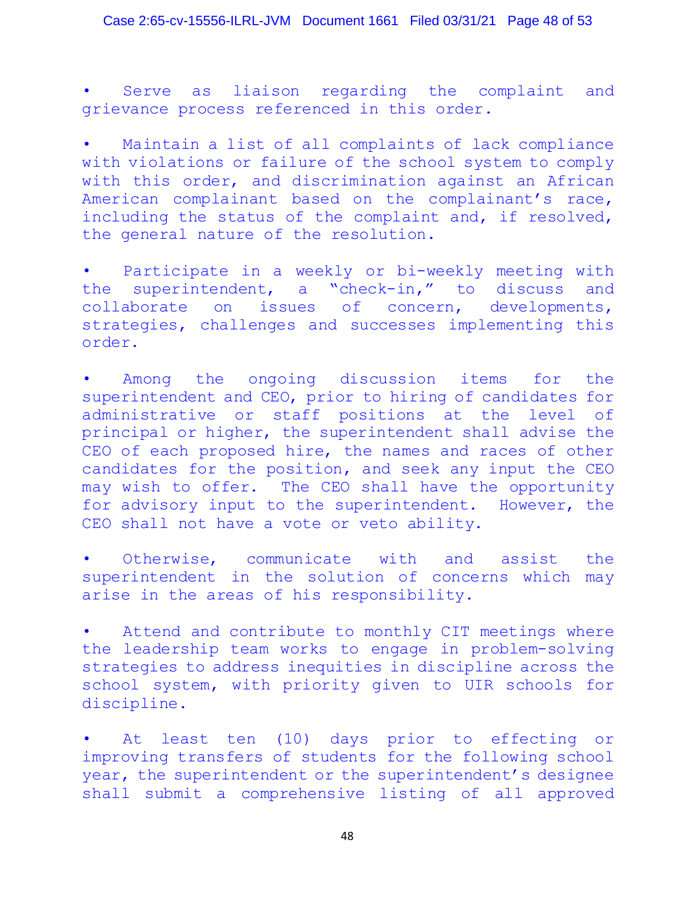- Serve as liaison regarding the complaint and grievance process referenced in this order.

- Maintain a list of all complaints of lack compliance with violations or failure of the school system to comply with this order, and discrimination against an African American complainant based on the complainant's race, including the status of the complaint and, if resolved, the general nature of the resolution.

- Participate in a weekly or bi-weekly meeting with the superintendent, a "check-in," to discuss and collaborate on issues of concern, developments, strategies, challenges and successes implementing this order.

- Among the ongoing discussion items for the superintendent and CEO, prior to hiring of candidates for administrative or staff positions at the level of principal or higher, the superintendent shall advise the CEO of each proposed hire, the names and races of other candidates for the position, and seek any input the CEO may wish to offer. The CEO shall have the opportunity for advisory input to the superintendent. However, the CEO shall not have a vote or veto ability.

- Otherwise, communicate with and assist the superintendent in the solution of concerns which may arise in the areas of his responsibility.

- Attend and contribute to monthly CIT meetings where the leadership team works to engage in problem-solving strategies to address inequities in discipline across the school system, with priority given to UIR schools for discipline.

- At least ten (10) days prior to effecting or improving transfers of students for the following school year, the superintendent or the superintendent's designee shall submit a comprehensive listing of all approved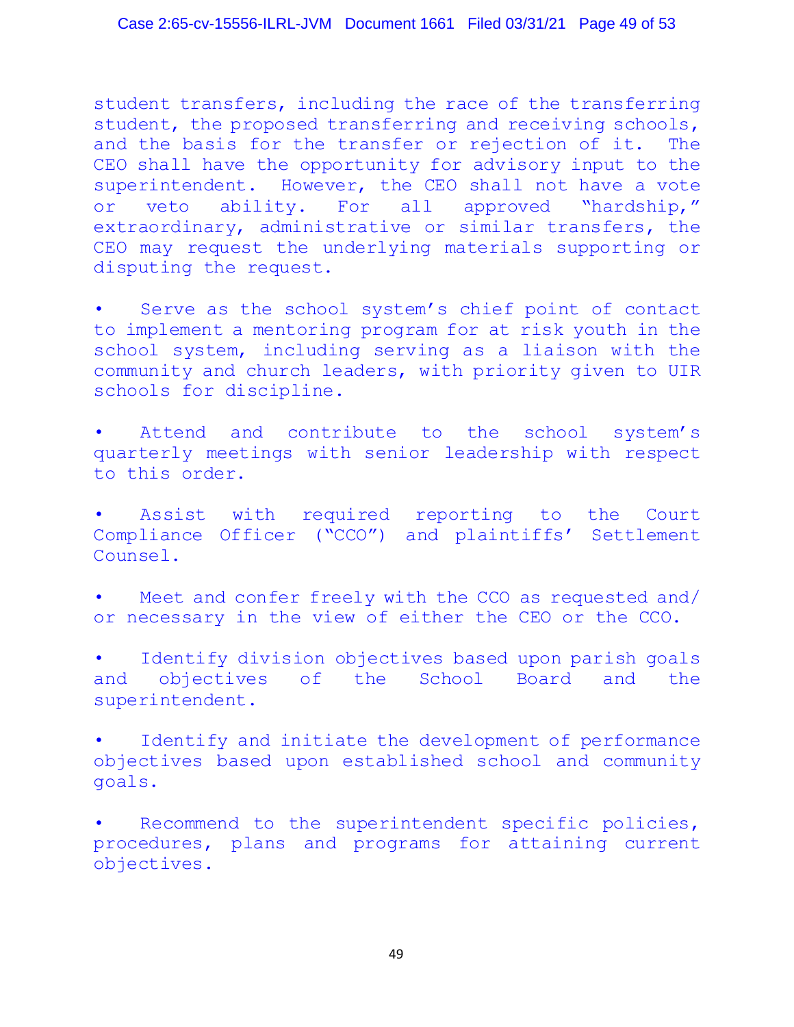student transfers, including the race of the transferring student, the proposed transferring and receiving schools, and the basis for the transfer or rejection of it. The CEO shall have the opportunity for advisory input to the superintendent. However, the CEO shall not have a vote or veto ability. For all approved "hardship," extraordinary, administrative or similar transfers, the CEO may request the underlying materials supporting or disputing the request.

- Serve as the school system's chief point of contact to implement a mentoring program for at risk youth in the school system, including serving as a liaison with the community and church leaders, with priority given to UIR schools for discipline.

- Attend and contribute to the school system's quarterly meetings with senior leadership with respect to this order.

- Assist with required reporting to the Court Compliance Officer ("CCO") and plaintiffs' Settlement Counsel.

- Meet and confer freely with the CCO as requested and/or necessary in the view of either the CEO or the CCO.

- Identify division objectives based upon parish goals and objectives of the School Board and the superintendent.

- Identify and initiate the development of performance objectives based upon established school and community goals.

- Recommend to the superintendent specific policies, procedures, plans and programs for attaining current objectives.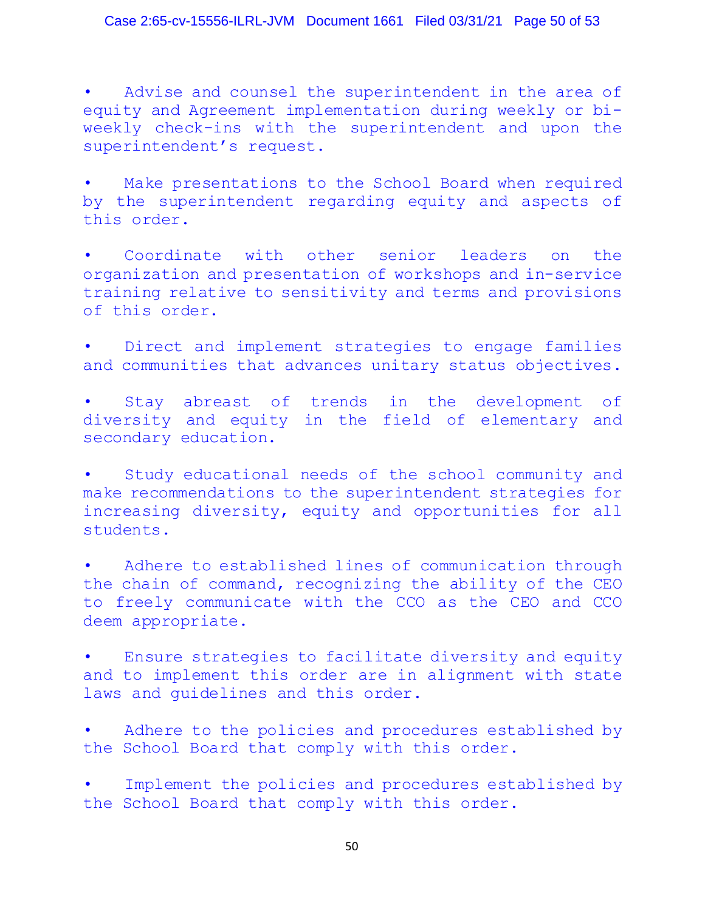- Advise and counsel the superintendent in the area of equity and Agreement implementation during weekly or bi-weekly check-ins with the superintendent and upon the superintendent's request.

- Make presentations to the School Board when required by the superintendent regarding equity and aspects of this order.

- Coordinate with other senior leaders on the organization and presentation of workshops and in-service training relative to sensitivity and terms and provisions of this order.

- Direct and implement strategies to engage families and communities that advances unitary status objectives.

- Stay abreast of trends in the development of diversity and equity in the field of elementary and secondary education.

- Study educational needs of the school community and make recommendations to the superintendent strategies for increasing diversity, equity and opportunities for all students.

- Adhere to established lines of communication through the chain of command, recognizing the ability of the CEO to freely communicate with the CCO as the CEO and CCO deem appropriate.

- Ensure strategies to facilitate diversity and equity and to implement this order are in alignment with state laws and guidelines and this order.

- Adhere to the policies and procedures established by the School Board that comply with this order.

- Implement the policies and procedures established by the School Board that comply with this order.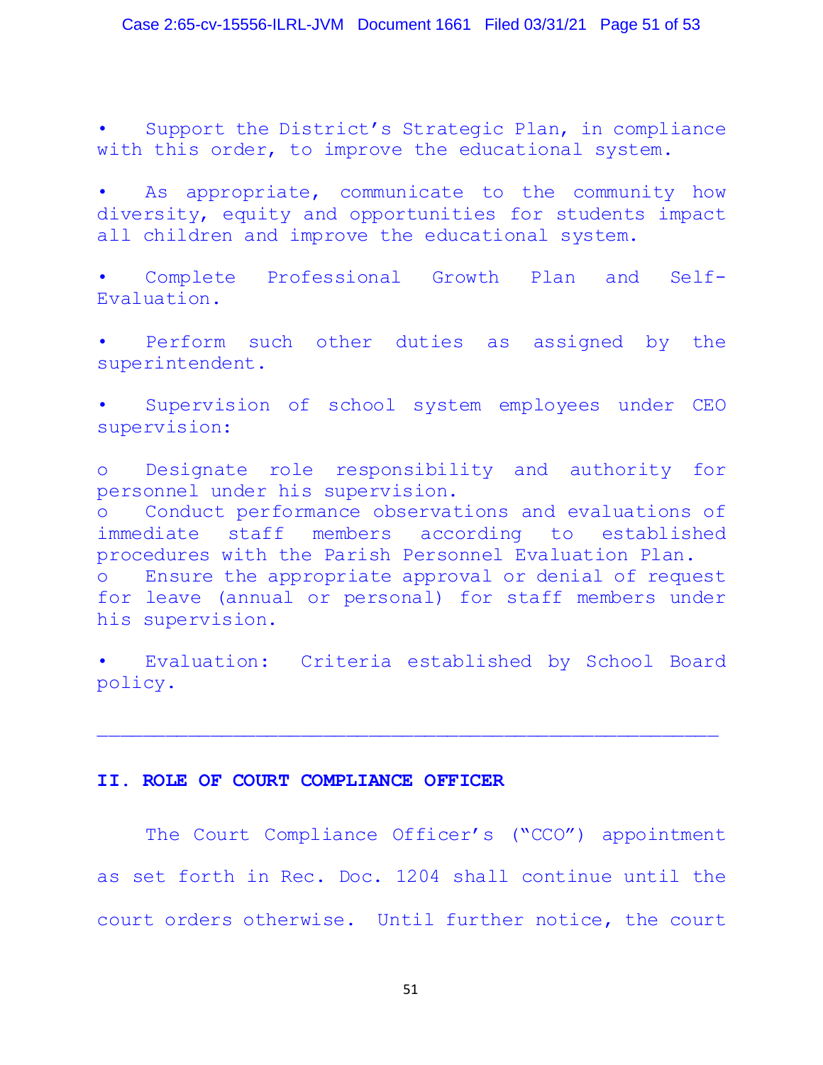- Support the District's Strategic Plan, in compliance with this order, to improve the educational system.

- As appropriate, communicate to the community how diversity, equity and opportunities for students impact all children and improve the educational system.

- Complete Professional Growth Plan and Self-Evaluation.

- Perform such other duties as assigned by the superintendent.

- Supervision of school system employees under CEO supervision:

  - Designate role responsibility and authority for personnel under his supervision.
  - Conduct performance observations and evaluations of immediate staff members according to established procedures with the Parish Personnel Evaluation Plan.
  - Ensure the appropriate approval or denial of request for leave (annual or personal) for staff members under his supervision.

- Evaluation: Criteria established by School Board policy.

---

## II. ROLE OF COURT COMPLIANCE OFFICER

The Court Compliance Officer's ("CCO") appointment as set forth in Rec. Doc. 1204 shall continue until the court orders otherwise. Until further notice, the court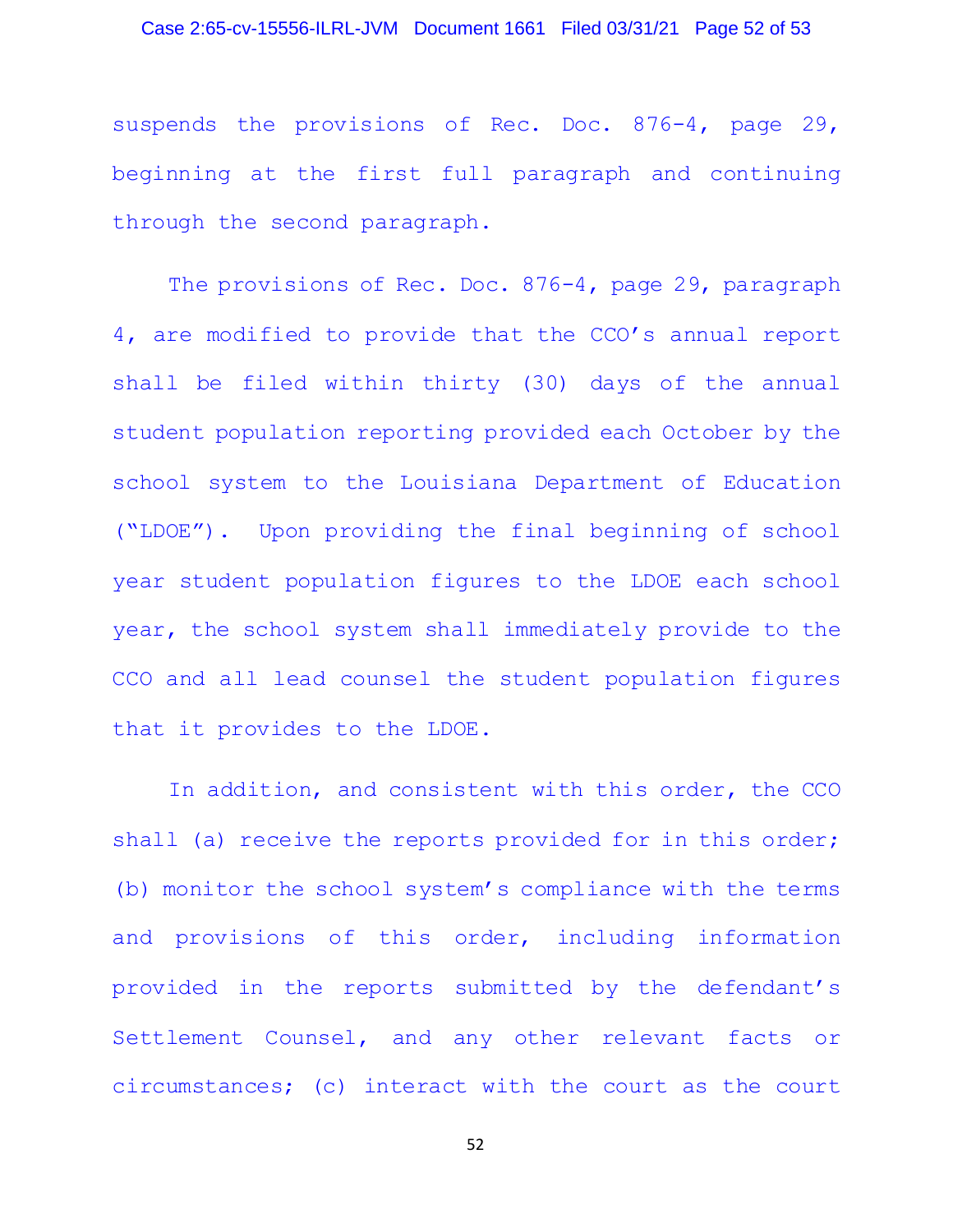suspends the provisions of Rec. Doc. 876-4, page 29, beginning at the first full paragraph and continuing through the second paragraph.

The provisions of Rec. Doc. 876-4, page 29, paragraph 4, are modified to provide that the CCO's annual report shall be filed within thirty (30) days of the annual student population reporting provided each October by the school system to the Louisiana Department of Education ("LDOE"). Upon providing the final beginning of school year student population figures to the LDOE each school year, the school system shall immediately provide to the CCO and all lead counsel the student population figures that it provides to the LDOE.

In addition, and consistent with this order, the CCO shall (a) receive the reports provided for in this order; (b) monitor the school system's compliance with the terms and provisions of this order, including information provided in the reports submitted by the defendant's Settlement Counsel, and any other relevant facts or circumstances; (c) interact with the court as the court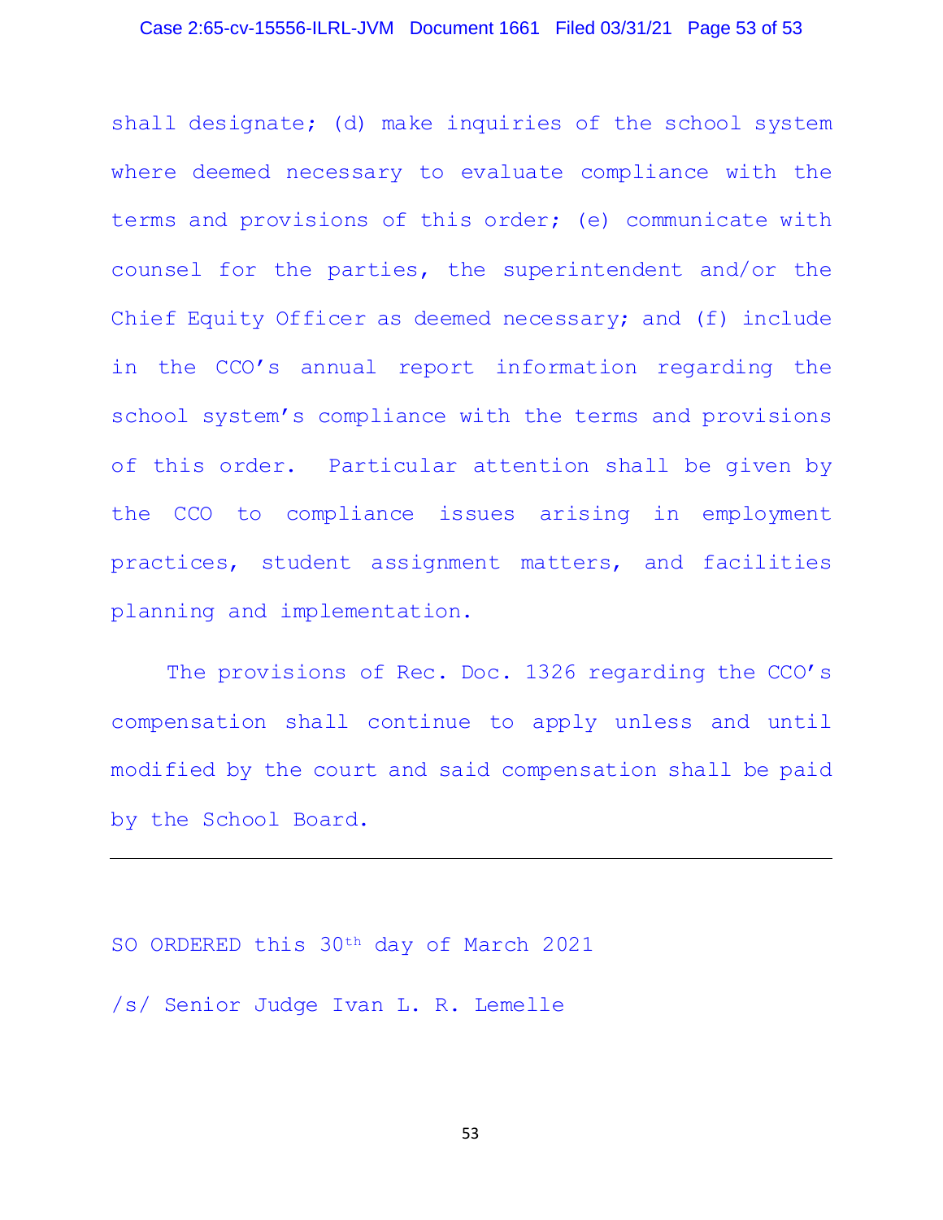shall designate; (d) make inquiries of the school system where deemed necessary to evaluate compliance with the terms and provisions of this order; (e) communicate with counsel for the parties, the superintendent and/or the Chief Equity Officer as deemed necessary; and (f) include in the CCO's annual report information regarding the school system's compliance with the terms and provisions of this order. Particular attention shall be given by the CCO to compliance issues arising in employment practices, student assignment matters, and facilities planning and implementation.

The provisions of Rec. Doc. 1326 regarding the CCO's compensation shall continue to apply unless and until modified by the court and said compensation shall be paid by the School Board.

---

SO ORDERED this 30th day of March 2021

/s/ Senior Judge Ivan L. R. Lemelle